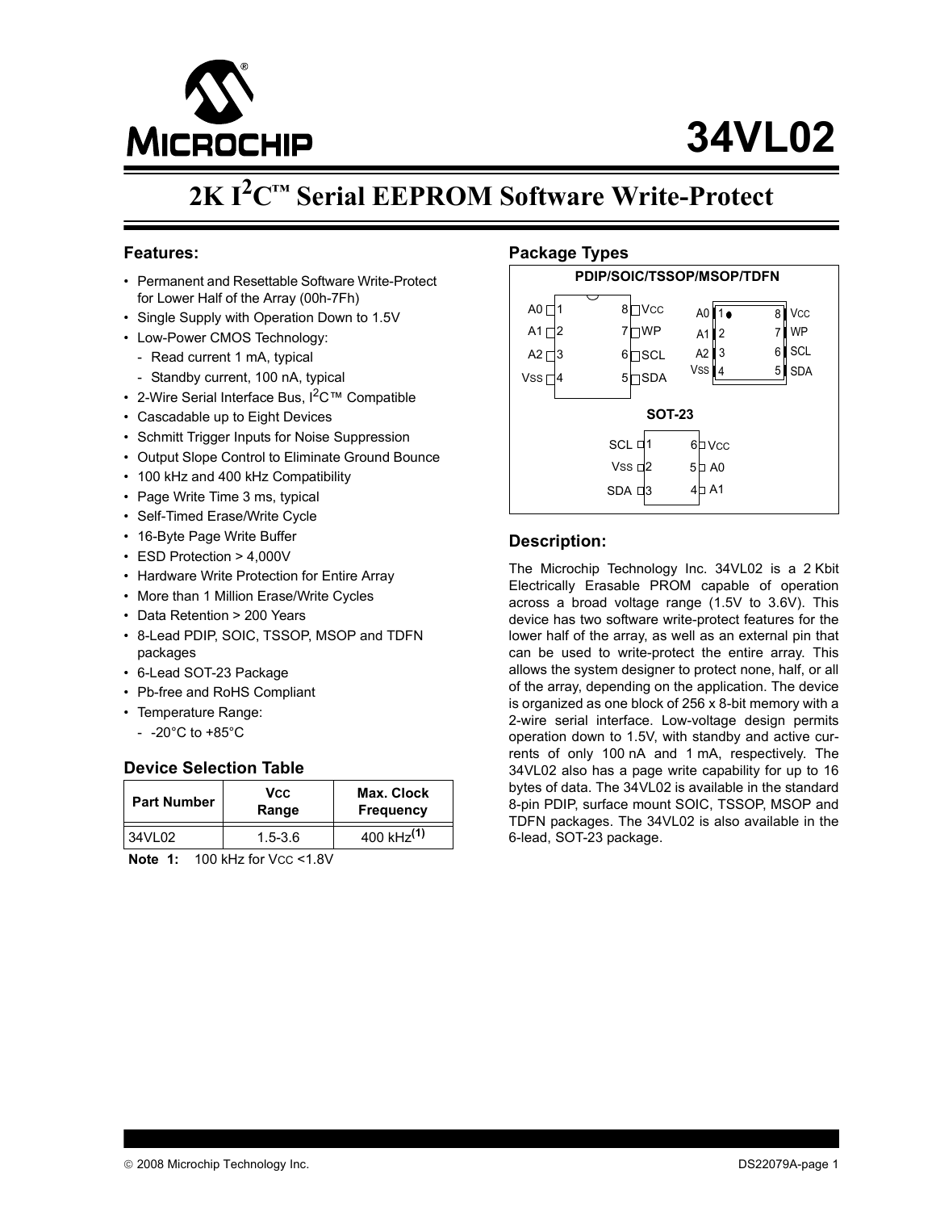# 34VL02

## 2K I²C™ Serial EEPROM Software Write-Protect

### Features:

- Permanent and Resettable Software Write-Protect for Lower Half of the Array (00h-7Fh)
- Single Supply with Operation Down to 1.5V
- Low-Power CMOS Technology:
  - Read current 1 mA, typical
  - Standby current, 100 nA, typical
- 2-Wire Serial Interface Bus, I²C™ Compatible
- Cascadable up to Eight Devices
- Schmitt Trigger Inputs for Noise Suppression
- Output Slope Control to Eliminate Ground Bounce
- 100 kHz and 400 kHz Compatibility
- Page Write Time 3 ms, typical
- Self-Timed Erase/Write Cycle
- 16-Byte Page Write Buffer
- ESD Protection > 4,000V
- Hardware Write Protection for Entire Array
- More than 1 Million Erase/Write Cycles
- Data Retention > 200 Years
- 8-Lead PDIP, SOIC, TSSOP, MSOP and TDFN packages
- 6-Lead SOT-23 Package
- Pb-free and RoHS Compliant
- Temperature Range:
  - -20°C to +85°C

### Device Selection Table

| Part Number | VCC Range | Max. Clock Frequency |
|---|---|---|
| 34VL02 | 1.5-3.6 | 400 kHz(1) |

**Note 1:** 100 kHz for VCC <1.8V

### Package Types

**PDIP/SOIC/TSSOP/MSOP/TDFN**

| Pin | Name | Pin | Name |
|---|---|---|---|
| 1 | A0 | 8 | VCC |
| 2 | A1 | 7 | WP |
| 3 | A2 | 6 | SCL |
| 4 | VSS | 5 | SDA |

**SOT-23**

| Pin | Name | Pin | Name |
|---|---|---|---|
| 1 | SCL | 6 | VCC |
| 2 | VSS | 5 | A0 |
| 3 | SDA | 4 | A1 |

### Description:

The Microchip Technology Inc. 34VL02 is a 2 Kbit Electrically Erasable PROM capable of operation across a broad voltage range (1.5V to 3.6V). This device has two software write-protect features for the lower half of the array, as well as an external pin that can be used to write-protect the entire array. This allows the system designer to protect none, half, or all of the array, depending on the application. The device is organized as one block of 256 x 8-bit memory with a 2-wire serial interface. Low-voltage design permits operation down to 1.5V, with standby and active currents of only 100 nA and 1 mA, respectively. The 34VL02 also has a page write capability for up to 16 bytes of data. The 34VL02 is available in the standard 8-pin PDIP, surface mount SOIC, TSSOP, MSOP and TDFN packages. The 34VL02 is also available in the 6-lead, SOT-23 package.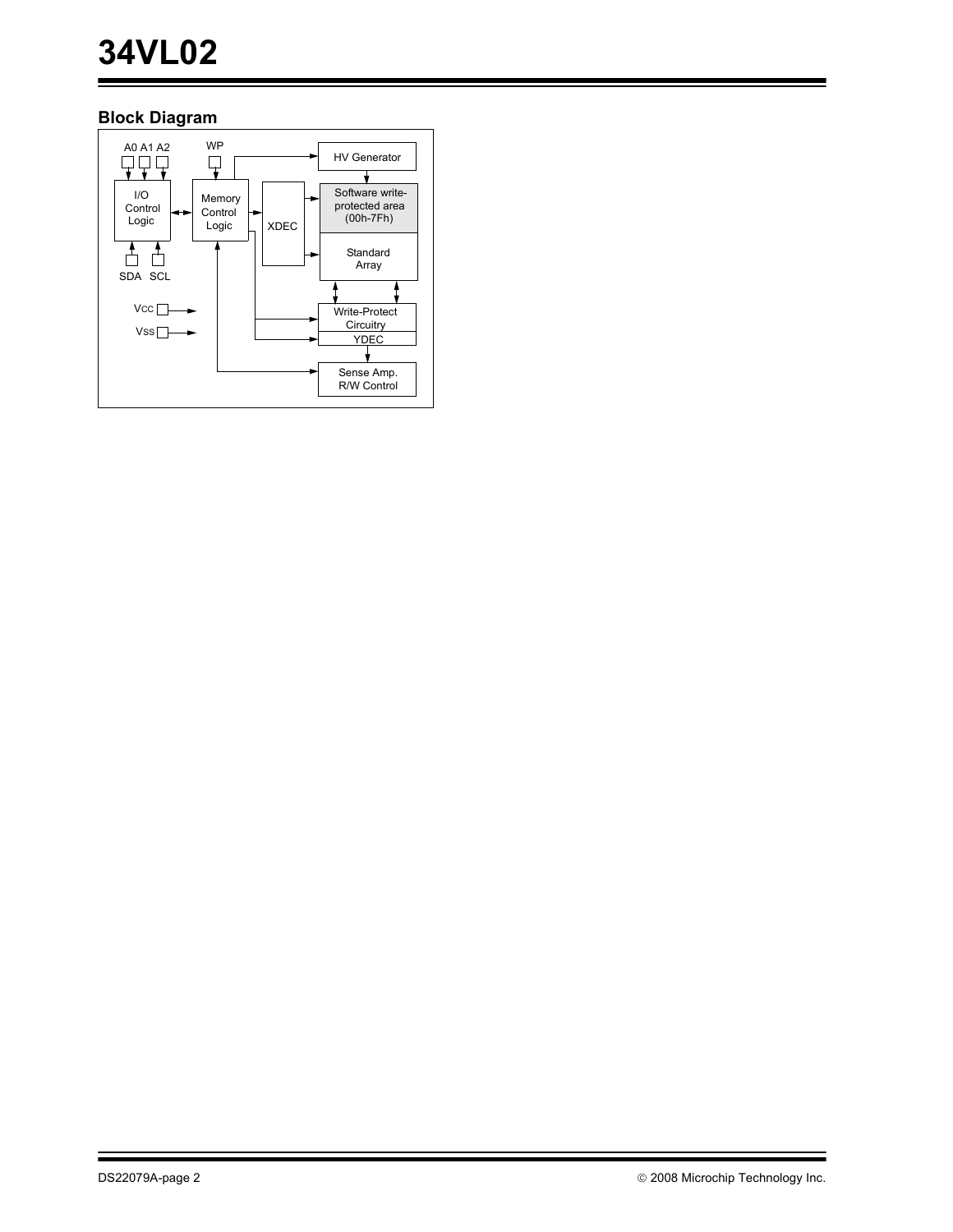## Block Diagram

A0 A1 A2

WP

HV Generator

I/O Control Logic

Memory Control Logic

XDEC

Software write-protected area (00h-7Fh)

Standard Array

SDA SCL

Vcc

Vss

Write-Protect Circuitry

YDEC

Sense Amp. R/W Control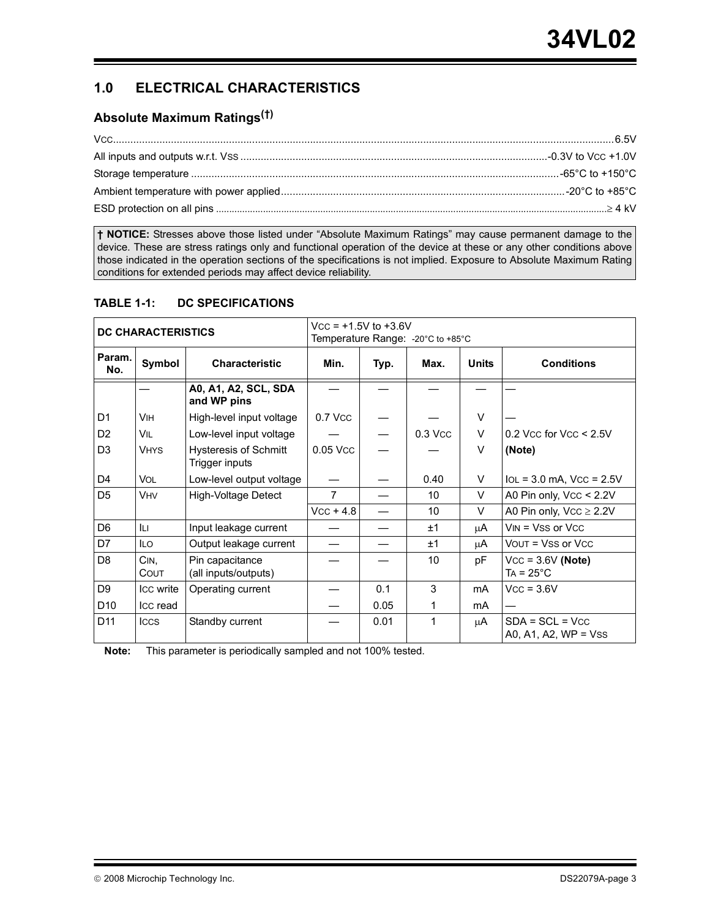## 1.0 ELECTRICAL CHARACTERISTICS

### Absolute Maximum Ratings(†)

$V_{CC}$ .......... 6.5V

All inputs and outputs w.r.t. $V_{SS}$ .......... -0.3V to $V_{CC}$ +1.0V

Storage temperature .......... -65°C to +150°C

Ambient temperature with power applied .......... -20°C to +85°C

ESD protection on all pins .......... ≥ 4 kV

**† NOTICE:** Stresses above those listed under "Absolute Maximum Ratings" may cause permanent damage to the device. These are stress ratings only and functional operation of the device at these or any other conditions above those indicated in the operation sections of the specifications is not implied. Exposure to Absolute Maximum Rating conditions for extended periods may affect device reliability.

**TABLE 1-1: DC SPECIFICATIONS**

| DC CHARACTERISTICS | | | $V_{CC}$ = +1.5V to +3.6V<br>Temperature Range: -20°C to +85°C | | | | |
|---|---|---|---|---|---|---|---|
| **Param. No.** | **Symbol** | **Characteristic** | **Min.** | **Typ.** | **Max.** | **Units** | **Conditions** |
| | — | **A0, A1, A2, SCL, SDA and WP pins** | — | — | — | — | — |
| D1 | $V_{IH}$ | High-level input voltage | 0.7 $V_{CC}$ | — | — | V | — |
| D2 | $V_{IL}$ | Low-level input voltage | — | — | 0.3 $V_{CC}$ | V | 0.2 $V_{CC}$ for $V_{CC}$ < 2.5V |
| D3 | $V_{HYS}$ | Hysteresis of Schmitt Trigger inputs | 0.05 $V_{CC}$ | — | — | V | **(Note)** |
| D4 | $V_{OL}$ | Low-level output voltage | — | — | 0.40 | V | $I_{OL}$ = 3.0 mA, $V_{CC}$ = 2.5V |
| D5 | $V_{HV}$ | High-Voltage Detect | 7 | — | 10 | V | A0 Pin only, $V_{CC}$ < 2.2V |
| | | | $V_{CC}$ + 4.8 | — | 10 | V | A0 Pin only, $V_{CC}$ ≥ 2.2V |
| D6 | $I_{LI}$ | Input leakage current | — | — | ±1 | μA | $V_{IN}$ = $V_{SS}$ or $V_{CC}$ |
| D7 | $I_{LO}$ | Output leakage current | — | — | ±1 | μA | $V_{OUT}$ = $V_{SS}$ or $V_{CC}$ |
| D8 | $C_{IN}$, $C_{OUT}$ | Pin capacitance (all inputs/outputs) | — | — | 10 | pF | $V_{CC}$ = 3.6V **(Note)**<br>$T_A$ = 25°C |
| D9 | $I_{CC}$ write | Operating current | — | 0.1 | 3 | mA | $V_{CC}$ = 3.6V |
| D10 | $I_{CC}$ read | | — | 0.05 | 1 | mA | — |
| D11 | $I_{CCS}$ | Standby current | — | 0.01 | 1 | μA | SDA = SCL = $V_{CC}$<br>A0, A1, A2, WP = $V_{SS}$ |

**Note:** This parameter is periodically sampled and not 100% tested.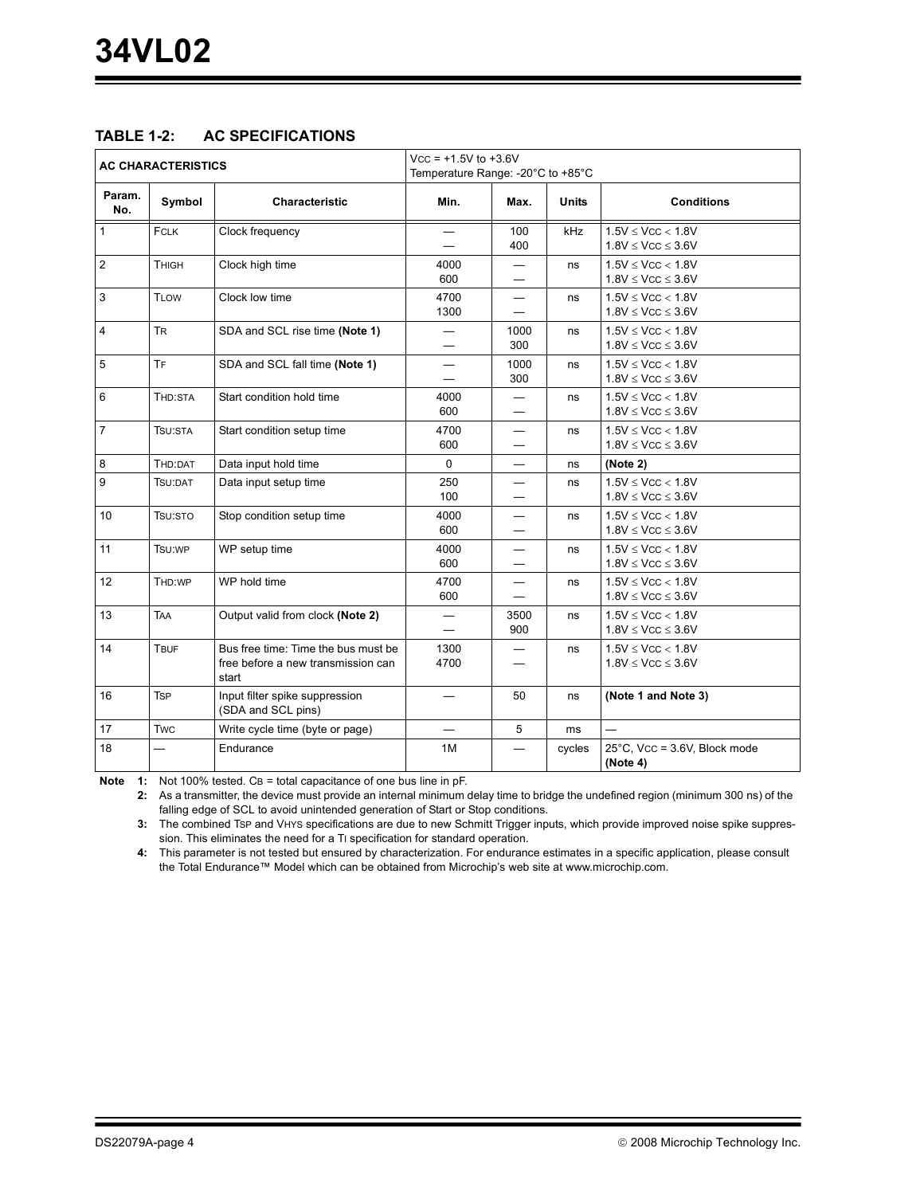## TABLE 1-2: AC SPECIFICATIONS

| AC CHARACTERISTICS | | | VCC = +1.5V to +3.6V<br>Temperature Range: -20°C to +85°C | | | |
|---|---|---|---|---|---|---|
| **Param. No.** | **Symbol** | **Characteristic** | **Min.** | **Max.** | **Units** | **Conditions** |
| 1 | FCLK | Clock frequency | —<br>— | 100<br>400 | kHz | 1.5V ≤ VCC < 1.8V<br>1.8V ≤ VCC ≤ 3.6V |
| 2 | THIGH | Clock high time | 4000<br>600 | —<br>— | ns | 1.5V ≤ VCC < 1.8V<br>1.8V ≤ VCC ≤ 3.6V |
| 3 | TLOW | Clock low time | 4700<br>1300 | —<br>— | ns | 1.5V ≤ VCC < 1.8V<br>1.8V ≤ VCC ≤ 3.6V |
| 4 | TR | SDA and SCL rise time **(Note 1)** | —<br>— | 1000<br>300 | ns | 1.5V ≤ VCC < 1.8V<br>1.8V ≤ VCC ≤ 3.6V |
| 5 | TF | SDA and SCL fall time **(Note 1)** | —<br>— | 1000<br>300 | ns | 1.5V ≤ VCC < 1.8V<br>1.8V ≤ VCC ≤ 3.6V |
| 6 | THD:STA | Start condition hold time | 4000<br>600 | —<br>— | ns | 1.5V ≤ VCC < 1.8V<br>1.8V ≤ VCC ≤ 3.6V |
| 7 | TSU:STA | Start condition setup time | 4700<br>600 | —<br>— | ns | 1.5V ≤ VCC < 1.8V<br>1.8V ≤ VCC ≤ 3.6V |
| 8 | THD:DAT | Data input hold time | 0 | — | ns | **(Note 2)** |
| 9 | TSU:DAT | Data input setup time | 250<br>100 | —<br>— | ns | 1.5V ≤ VCC < 1.8V<br>1.8V ≤ VCC ≤ 3.6V |
| 10 | TSU:STO | Stop condition setup time | 4000<br>600 | —<br>— | ns | 1.5V ≤ VCC < 1.8V<br>1.8V ≤ VCC ≤ 3.6V |
| 11 | TSU:WP | WP setup time | 4000<br>600 | —<br>— | ns | 1.5V ≤ VCC < 1.8V<br>1.8V ≤ VCC ≤ 3.6V |
| 12 | THD:WP | WP hold time | 4700<br>600 | —<br>— | ns | 1.5V ≤ VCC < 1.8V<br>1.8V ≤ VCC ≤ 3.6V |
| 13 | TAA | Output valid from clock **(Note 2)** | —<br>— | 3500<br>900 | ns | 1.5V ≤ VCC < 1.8V<br>1.8V ≤ VCC ≤ 3.6V |
| 14 | TBUF | Bus free time: Time the bus must be free before a new transmission can start | 1300<br>4700 | —<br>— | ns | 1.5V ≤ VCC < 1.8V<br>1.8V ≤ VCC ≤ 3.6V |
| 16 | TSP | Input filter spike suppression (SDA and SCL pins) | — | 50 | ns | **(Note 1 and Note 3)** |
| 17 | TWC | Write cycle time (byte or page) | — | 5 | ms | — |
| 18 | — | Endurance | 1M | — | cycles | 25°C, VCC = 3.6V, Block mode **(Note 4)** |

**Note 1:** Not 100% tested. CB = total capacitance of one bus line in pF.

**2:** As a transmitter, the device must provide an internal minimum delay time to bridge the undefined region (minimum 300 ns) of the falling edge of SCL to avoid unintended generation of Start or Stop conditions.

**3:** The combined TSP and VHYS specifications are due to new Schmitt Trigger inputs, which provide improved noise spike suppression. This eliminates the need for a TI specification for standard operation.

**4:** This parameter is not tested but ensured by characterization. For endurance estimates in a specific application, please consult the Total Endurance™ Model which can be obtained from Microchip's web site at www.microchip.com.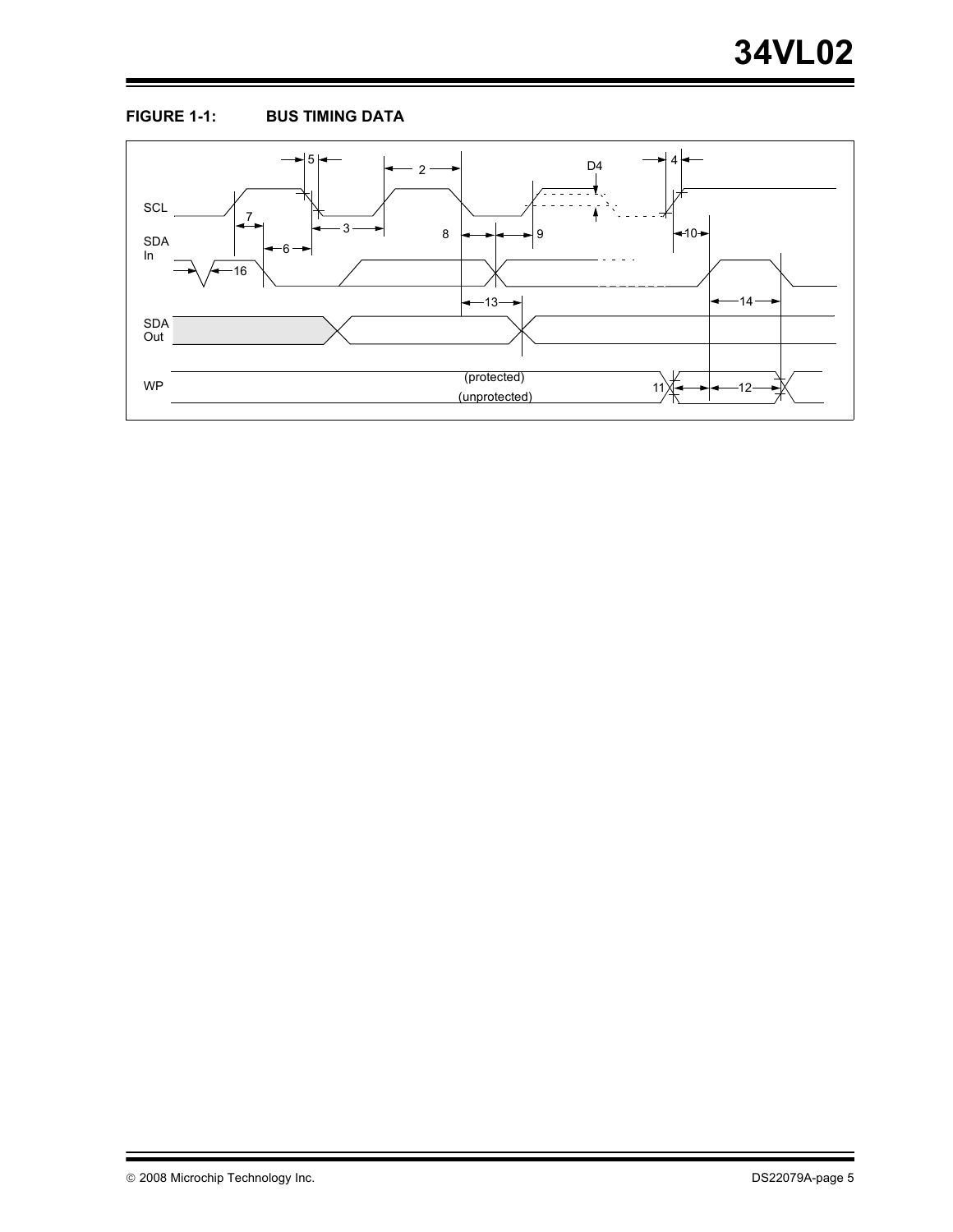**FIGURE 1-1: BUS TIMING DATA**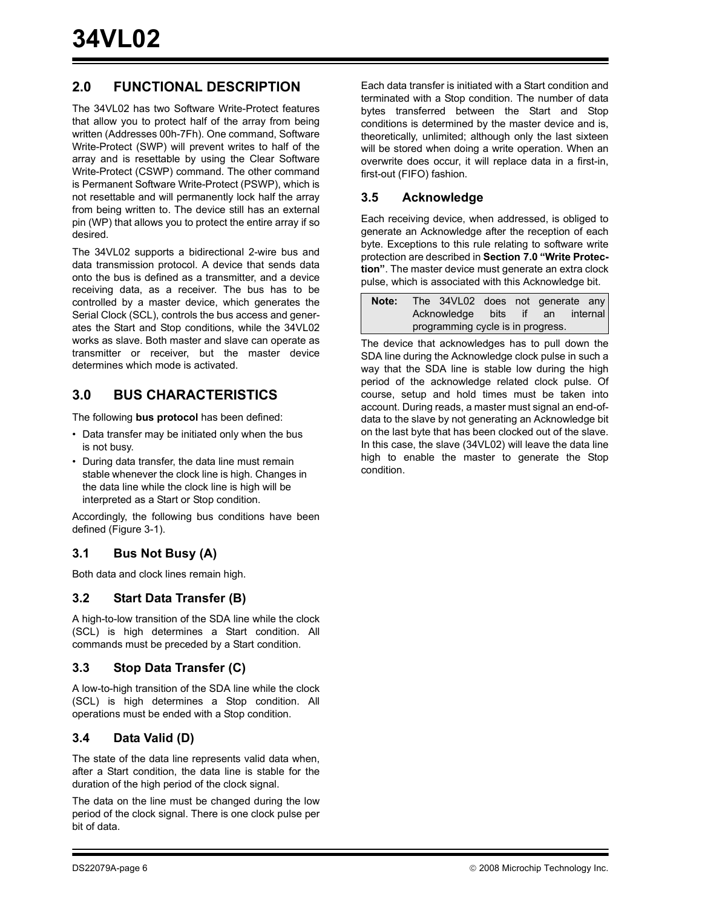## 2.0 FUNCTIONAL DESCRIPTION

The 34VL02 has two Software Write-Protect features that allow you to protect half of the array from being written (Addresses 00h-7Fh). One command, Software Write-Protect (SWP) will prevent writes to half of the array and is resettable by using the Clear Software Write-Protect (CSWP) command. The other command is Permanent Software Write-Protect (PSWP), which is not resettable and will permanently lock half the array from being written to. The device still has an external pin (WP) that allows you to protect the entire array if so desired.

The 34VL02 supports a bidirectional 2-wire bus and data transmission protocol. A device that sends data onto the bus is defined as a transmitter, and a device receiving data, as a receiver. The bus has to be controlled by a master device, which generates the Serial Clock (SCL), controls the bus access and generates the Start and Stop conditions, while the 34VL02 works as slave. Both master and slave can operate as transmitter or receiver, but the master device determines which mode is activated.

## 3.0 BUS CHARACTERISTICS

The following **bus protocol** has been defined:

- Data transfer may be initiated only when the bus is not busy.
- During data transfer, the data line must remain stable whenever the clock line is high. Changes in the data line while the clock line is high will be interpreted as a Start or Stop condition.

Accordingly, the following bus conditions have been defined (Figure 3-1).

### 3.1 Bus Not Busy (A)

Both data and clock lines remain high.

### 3.2 Start Data Transfer (B)

A high-to-low transition of the SDA line while the clock (SCL) is high determines a Start condition. All commands must be preceded by a Start condition.

### 3.3 Stop Data Transfer (C)

A low-to-high transition of the SDA line while the clock (SCL) is high determines a Stop condition. All operations must be ended with a Stop condition.

### 3.4 Data Valid (D)

The state of the data line represents valid data when, after a Start condition, the data line is stable for the duration of the high period of the clock signal.

The data on the line must be changed during the low period of the clock signal. There is one clock pulse per bit of data.

Each data transfer is initiated with a Start condition and terminated with a Stop condition. The number of data bytes transferred between the Start and Stop conditions is determined by the master device and is, theoretically, unlimited; although only the last sixteen will be stored when doing a write operation. When an overwrite does occur, it will replace data in a first-in, first-out (FIFO) fashion.

### 3.5 Acknowledge

Each receiving device, when addressed, is obliged to generate an Acknowledge after the reception of each byte. Exceptions to this rule relating to software write protection are described in **Section 7.0 "Write Protection"**. The master device must generate an extra clock pulse, which is associated with this Acknowledge bit.

> **Note:** The 34VL02 does not generate any Acknowledge bits if an internal programming cycle is in progress.

The device that acknowledges has to pull down the SDA line during the Acknowledge clock pulse in such a way that the SDA line is stable low during the high period of the acknowledge related clock pulse. Of course, setup and hold times must be taken into account. During reads, a master must signal an end-of-data to the slave by not generating an Acknowledge bit on the last byte that has been clocked out of the slave. In this case, the slave (34VL02) will leave the data line high to enable the master to generate the Stop condition.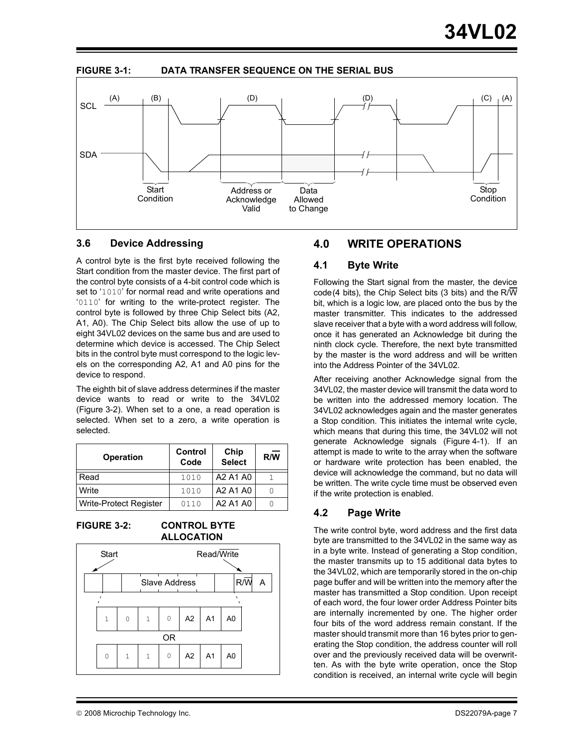**FIGURE 3-1: DATA TRANSFER SEQUENCE ON THE SERIAL BUS**

(A) (B) (D) (D) (C) (A)

SCL

SDA

Start Condition | Address or Acknowledge Valid | Data Allowed to Change | Stop Condition

### 3.6 Device Addressing

A control byte is the first byte received following the Start condition from the master device. The first part of the control byte consists of a 4-bit control code which is set to '1010' for normal read and write operations and '0110' for writing to the write-protect register. The control byte is followed by three Chip Select bits (A2, A1, A0). The Chip Select bits allow the use of up to eight 34VL02 devices on the same bus and are used to determine which device is accessed. The Chip Select bits in the control byte must correspond to the logic levels on the corresponding A2, A1 and A0 pins for the device to respond.

The eighth bit of slave address determines if the master device wants to read or write to the 34VL02 (Figure 3-2). When set to a one, a read operation is selected. When set to a zero, a write operation is selected.

| Operation | Control Code | Chip Select | R/$\overline{W}$ |
|---|---|---|---|
| Read | 1010 | A2 A1 A0 | 1 |
| Write | 1010 | A2 A1 A0 | 0 |
| Write-Protect Register | 0110 | A2 A1 A0 | 0 |

**FIGURE 3-2: CONTROL BYTE ALLOCATION**

Start | Read/$\overline{\text{Write}}$

Slave Address | R/$\overline{W}$ | A

1 0 1 0 A2 A1 A0

OR

0 1 1 0 A2 A1 A0

## 4.0 WRITE OPERATIONS

### 4.1 Byte Write

Following the Start signal from the master, the device code (4 bits), the Chip Select bits (3 bits) and the R/$\overline{W}$ bit, which is a logic low, are placed onto the bus by the master transmitter. This indicates to the addressed slave receiver that a byte with a word address will follow, once it has generated an Acknowledge bit during the ninth clock cycle. Therefore, the next byte transmitted by the master is the word address and will be written into the Address Pointer of the 34VL02.

After receiving another Acknowledge signal from the 34VL02, the master device will transmit the data word to be written into the addressed memory location. The 34VL02 acknowledges again and the master generates a Stop condition. This initiates the internal write cycle, which means that during this time, the 34VL02 will not generate Acknowledge signals (Figure 4-1). If an attempt is made to write to the array when the software or hardware write protection has been enabled, the device will acknowledge the command, but no data will be written. The write cycle time must be observed even if the write protection is enabled.

### 4.2 Page Write

The write control byte, word address and the first data byte are transmitted to the 34VL02 in the same way as in a byte write. Instead of generating a Stop condition, the master transmits up to 15 additional data bytes to the 34VL02, which are temporarily stored in the on-chip page buffer and will be written into the memory after the master has transmitted a Stop condition. Upon receipt of each word, the four lower order Address Pointer bits are internally incremented by one. The higher order four bits of the word address remain constant. If the master should transmit more than 16 bytes prior to generating the Stop condition, the address counter will roll over and the previously received data will be overwritten. As with the byte write operation, once the Stop condition is received, an internal write cycle will begin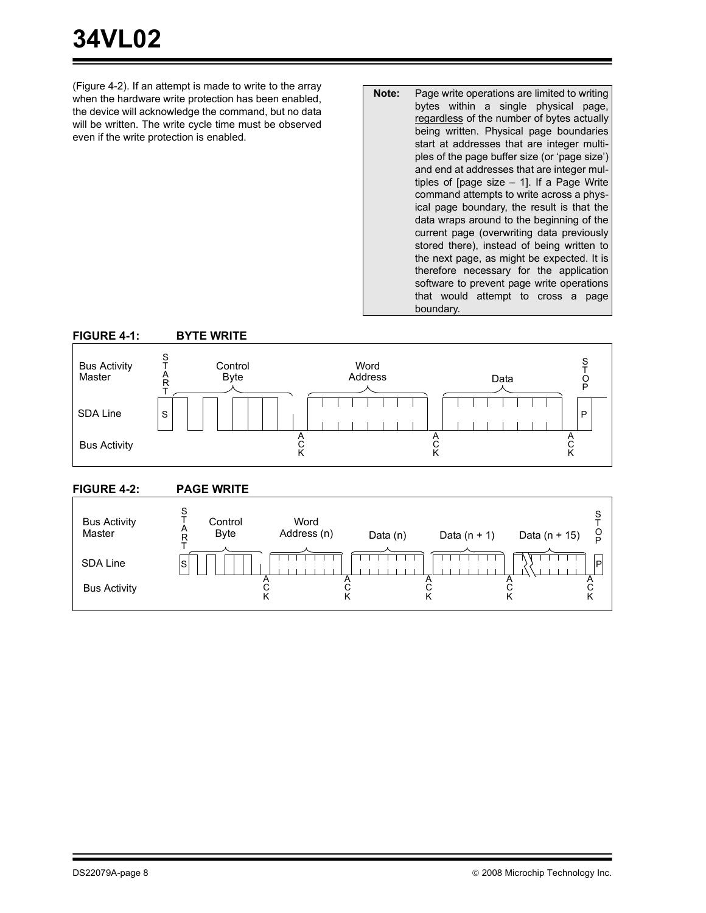(Figure 4-2). If an attempt is made to write to the array when the hardware write protection has been enabled, the device will acknowledge the command, but no data will be written. The write cycle time must be observed even if the write protection is enabled.

> **Note:** Page write operations are limited to writing bytes within a single physical page, regardless of the number of bytes actually being written. Physical page boundaries start at addresses that are integer multiples of the page buffer size (or 'page size') and end at addresses that are integer multiples of [page size – 1]. If a Page Write command attempts to write across a physical page boundary, the result is that the data wraps around to the beginning of the current page (overwriting data previously stored there), instead of being written to the next page, as might be expected. It is therefore necessary for the application software to prevent page write operations that would attempt to cross a page boundary.

**FIGURE 4-1: BYTE WRITE**

Bus Activity Master: START, Control Byte, Word Address, Data, STOP

SDA Line: S ... P

Bus Activity: ACK, ACK, ACK

**FIGURE 4-2: PAGE WRITE**

Bus Activity Master: START, Control Byte, Word Address (n), Data (n), Data (n + 1), Data (n + 15), STOP

SDA Line: S ... P

Bus Activity: ACK, ACK, ACK, ACK, ACK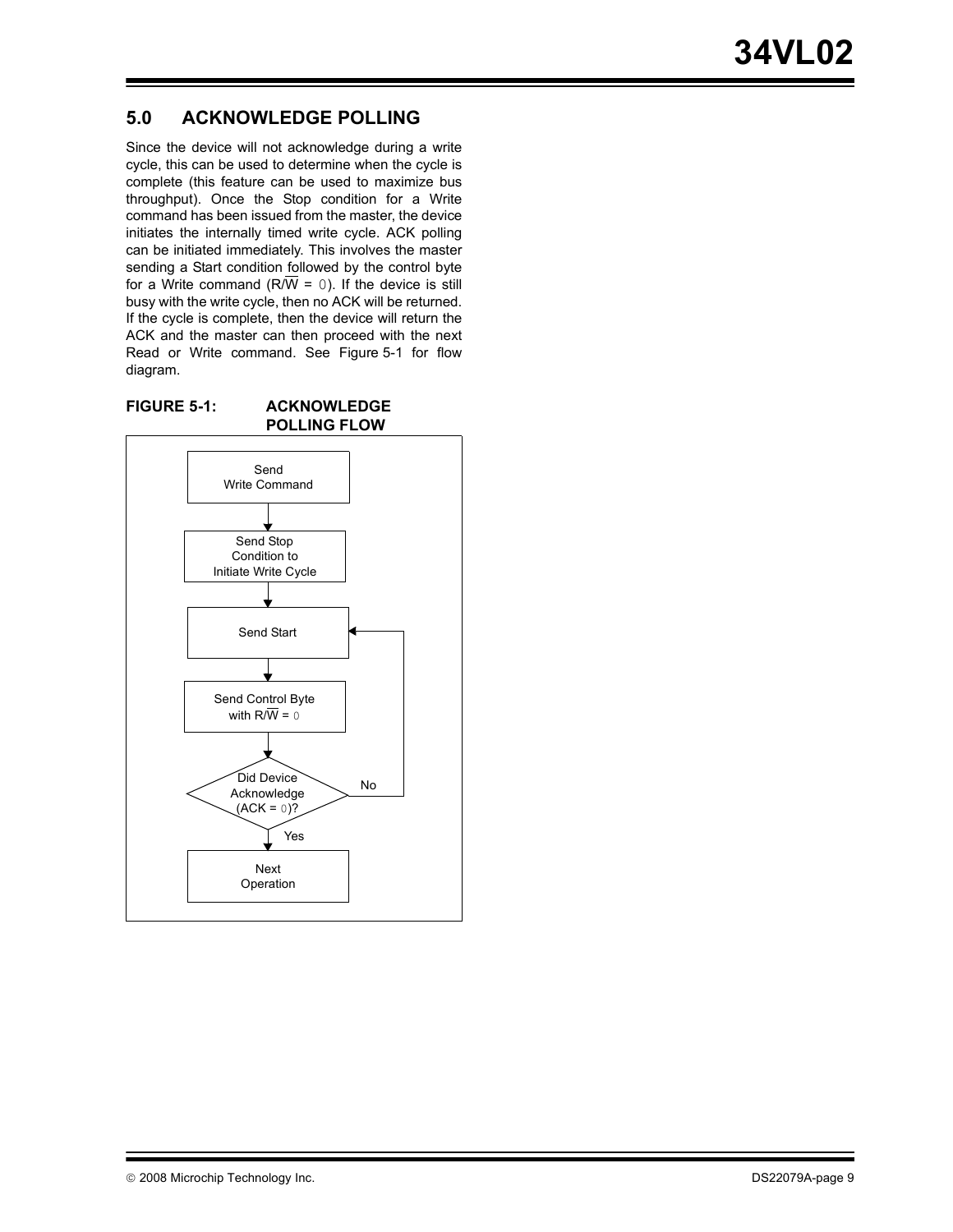## 5.0 ACKNOWLEDGE POLLING

Since the device will not acknowledge during a write cycle, this can be used to determine when the cycle is complete (this feature can be used to maximize bus throughput). Once the Stop condition for a Write command has been issued from the master, the device initiates the internally timed write cycle. ACK polling can be initiated immediately. This involves the master sending a Start condition followed by the control byte for a Write command (R/$\overline{W}$ = 0). If the device is still busy with the write cycle, then no ACK will be returned. If the cycle is complete, then the device will return the ACK and the master can then proceed with the next Read or Write command. See Figure 5-1 for flow diagram.

**FIGURE 5-1: ACKNOWLEDGE POLLING FLOW**

Send Write Command → Send Stop Condition to Initiate Write Cycle → Send Start → Send Control Byte with R/$\overline{W}$ = 0 → Did Device Acknowledge (ACK = 0)? — No: return to Send Start; Yes: Next Operation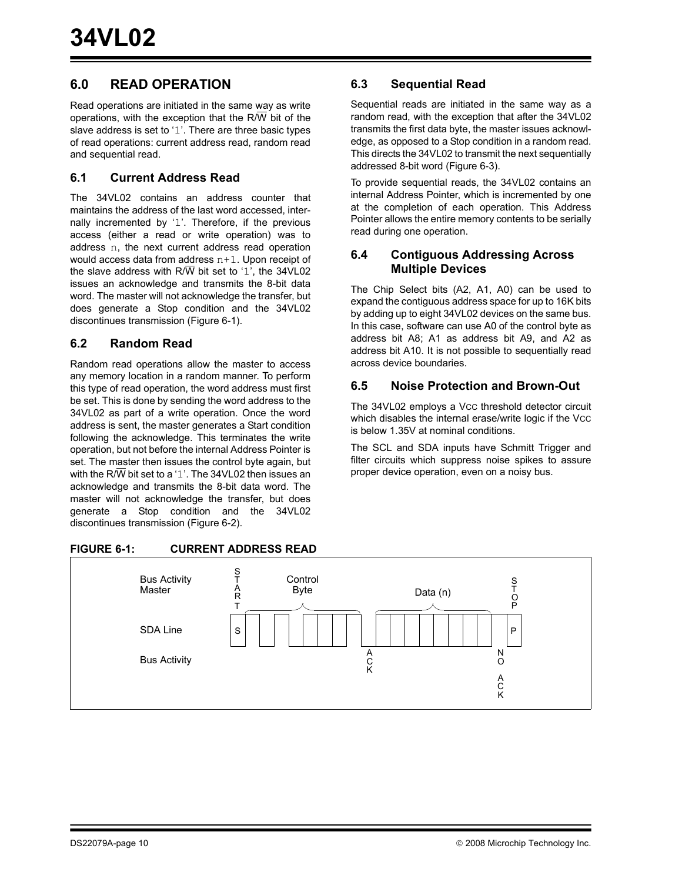## 6.0 READ OPERATION

Read operations are initiated in the same way as write operations, with the exception that the R/$\overline{W}$ bit of the slave address is set to '1'. There are three basic types of read operations: current address read, random read and sequential read.

### 6.1 Current Address Read

The 34VL02 contains an address counter that maintains the address of the last word accessed, internally incremented by '1'. Therefore, if the previous access (either a read or write operation) was to address n, the next current address read operation would access data from address n+1. Upon receipt of the slave address with R/$\overline{W}$ bit set to '1', the 34VL02 issues an acknowledge and transmits the 8-bit data word. The master will not acknowledge the transfer, but does generate a Stop condition and the 34VL02 discontinues transmission (Figure 6-1).

### 6.2 Random Read

Random read operations allow the master to access any memory location in a random manner. To perform this type of read operation, the word address must first be set. This is done by sending the word address to the 34VL02 as part of a write operation. Once the word address is sent, the master generates a Start condition following the acknowledge. This terminates the write operation, but not before the internal Address Pointer is set. The master then issues the control byte again, but with the R/$\overline{W}$ bit set to a '1'. The 34VL02 then issues an acknowledge and transmits the 8-bit data word. The master will not acknowledge the transfer, but does generate a Stop condition and the 34VL02 discontinues transmission (Figure 6-2).

### 6.3 Sequential Read

Sequential reads are initiated in the same way as a random read, with the exception that after the 34VL02 transmits the first data byte, the master issues acknowledge, as opposed to a Stop condition in a random read. This directs the 34VL02 to transmit the next sequentially addressed 8-bit word (Figure 6-3).

To provide sequential reads, the 34VL02 contains an internal Address Pointer, which is incremented by one at the completion of each operation. This Address Pointer allows the entire memory contents to be serially read during one operation.

### 6.4 Contiguous Addressing Across Multiple Devices

The Chip Select bits (A2, A1, A0) can be used to expand the contiguous address space for up to 16K bits by adding up to eight 34VL02 devices on the same bus. In this case, software can use A0 of the control byte as address bit A8; A1 as address bit A9, and A2 as address bit A10. It is not possible to sequentially read across device boundaries.

### 6.5 Noise Protection and Brown-Out

The 34VL02 employs a $V_{CC}$ threshold detector circuit which disables the internal erase/write logic if the $V_{CC}$ is below 1.35V at nominal conditions.

The SCL and SDA inputs have Schmitt Trigger and filter circuits which suppress noise spikes to assure proper device operation, even on a noisy bus.

**FIGURE 6-1: CURRENT ADDRESS READ**

Bus Activity Master: START, Control Byte, Data (n), STOP

SDA Line: S ... P

Bus Activity: ACK, NO ACK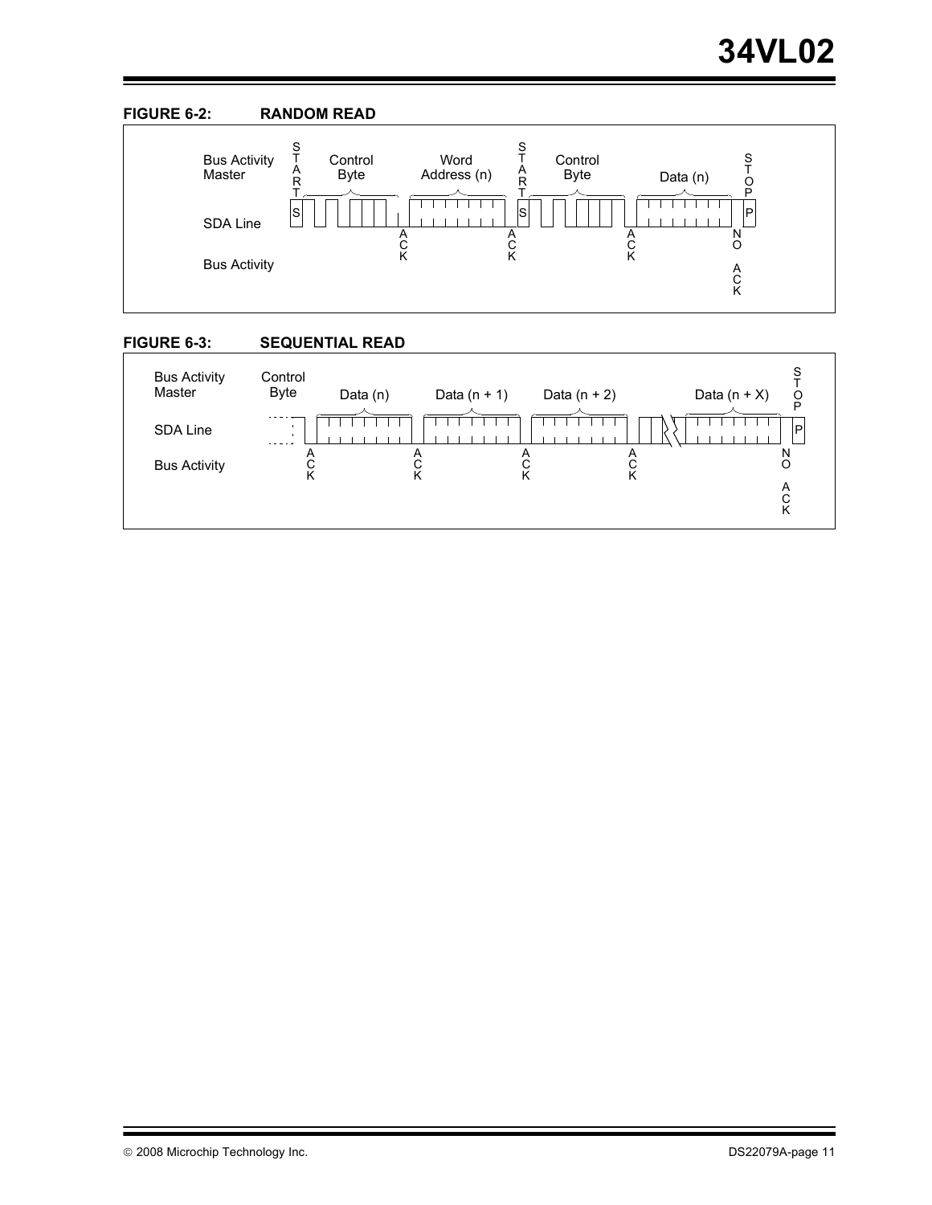**FIGURE 6-2: RANDOM READ**

Bus Activity Master: START, Control Byte, Word Address (n), START, Control Byte, Data (n), STOP

SDA Line: S ... S ... P

Bus Activity: ACK, ACK, ACK, NO ACK

**FIGURE 6-3: SEQUENTIAL READ**

Bus Activity Master: Control Byte, Data (n), Data (n + 1), Data (n + 2), Data (n + X), STOP

SDA Line: ... P

Bus Activity: ACK, ACK, ACK, ACK, NO ACK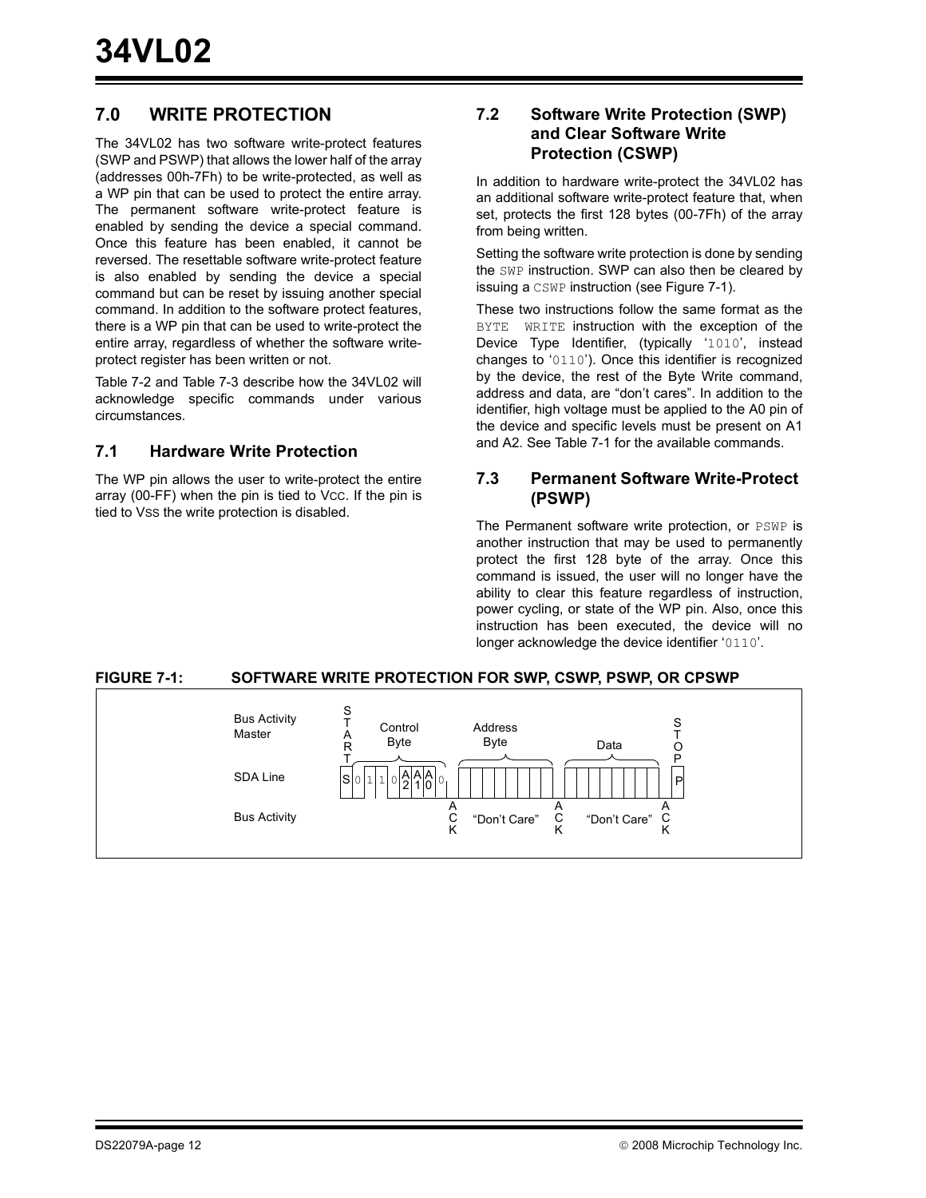## 7.0 WRITE PROTECTION

The 34VL02 has two software write-protect features (SWP and PSWP) that allows the lower half of the array (addresses 00h-7Fh) to be write-protected, as well as a WP pin that can be used to protect the entire array. The permanent software write-protect feature is enabled by sending the device a special command. Once this feature has been enabled, it cannot be reversed. The resettable software write-protect feature is also enabled by sending the device a special command but can be reset by issuing another special command. In addition to the software protect features, there is a WP pin that can be used to write-protect the entire array, regardless of whether the software write-protect register has been written or not.

Table 7-2 and Table 7-3 describe how the 34VL02 will acknowledge specific commands under various circumstances.

### 7.1 Hardware Write Protection

The WP pin allows the user to write-protect the entire array (00-FF) when the pin is tied to VCC. If the pin is tied to VSS the write protection is disabled.

### 7.2 Software Write Protection (SWP) and Clear Software Write Protection (CSWP)

In addition to hardware write-protect the 34VL02 has an additional software write-protect feature that, when set, protects the first 128 bytes (00-7Fh) of the array from being written.

Setting the software write protection is done by sending the `SWP` instruction. SWP can also then be cleared by issuing a `CSWP` instruction (see Figure 7-1).

These two instructions follow the same format as the `BYTE WRITE` instruction with the exception of the Device Type Identifier, (typically '`1010`', instead changes to '`0110`'). Once this identifier is recognized by the device, the rest of the Byte Write command, address and data, are "don't cares". In addition to the identifier, high voltage must be applied to the A0 pin of the device and specific levels must be present on A1 and A2. See Table 7-1 for the available commands.

### 7.3 Permanent Software Write-Protect (PSWP)

The Permanent software write protection, or `PSWP` is another instruction that may be used to permanently protect the first 128 byte of the array. Once this command is issued, the user will no longer have the ability to clear this feature regardless of instruction, power cycling, or state of the WP pin. Also, once this instruction has been executed, the device will no longer acknowledge the device identifier '`0110`'.

**FIGURE 7-1: SOFTWARE WRITE PROTECTION FOR SWP, CSWP, PSWP, OR CPSWP**

Bus Activity Master: START, Control Byte, Address Byte, Data, STOP

SDA Line: S 0 1 1 0 A2 A1 A0 0 [ACK] "Don't Care" [ACK] "Don't Care" [ACK] P

Bus Activity: ACK, "Don't Care", ACK, "Don't Care", ACK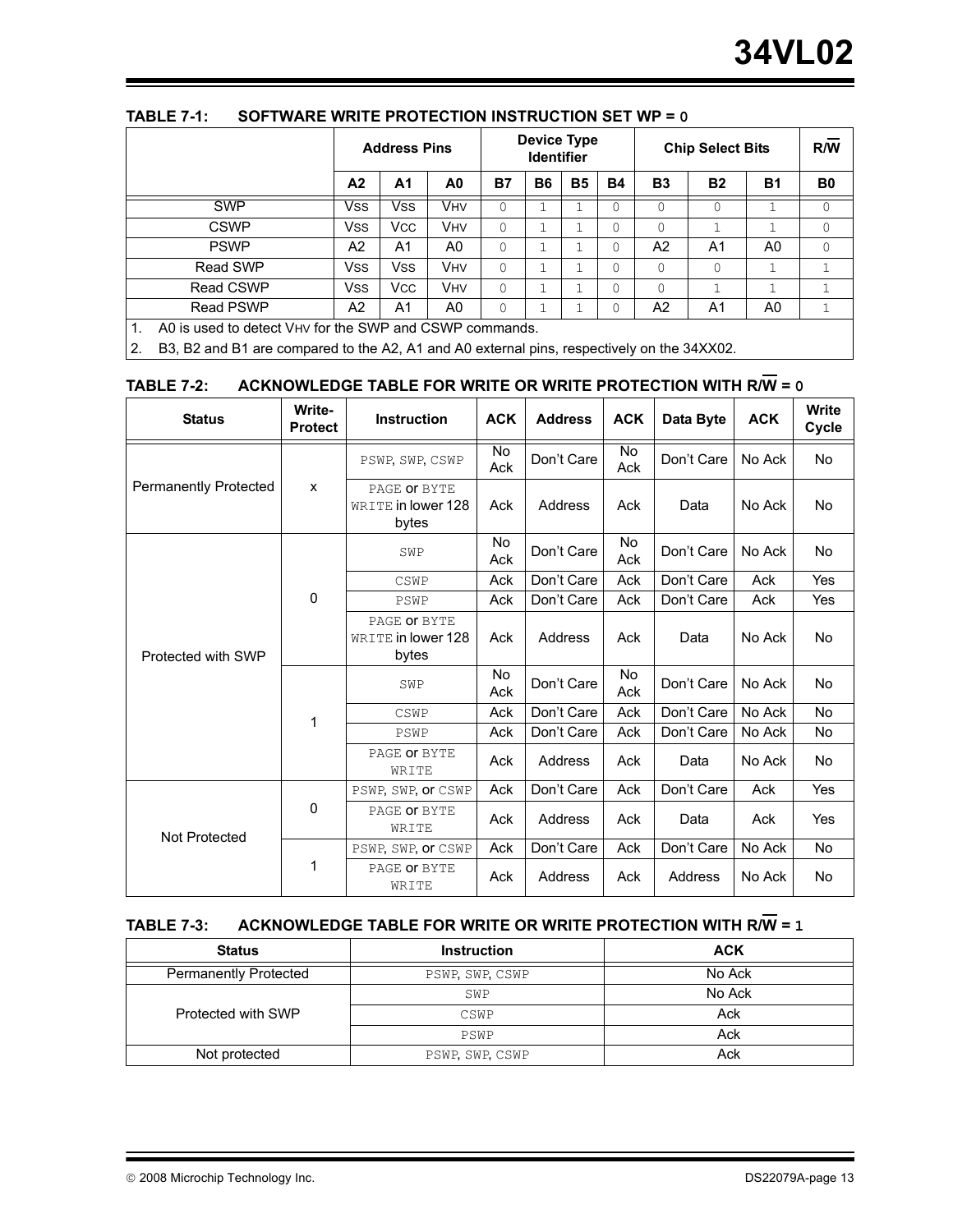**TABLE 7-1: SOFTWARE WRITE PROTECTION INSTRUCTION SET WP = 0**

| | Address Pins | | | Device Type Identifier | | | | Chip Select Bits | | | R/W̄ |
|---|---|---|---|---|---|---|---|---|---|---|---|
| | A2 | A1 | A0 | B7 | B6 | B5 | B4 | B3 | B2 | B1 | B0 |
| SWP | VSS | VSS | VHV | 0 | 1 | 1 | 0 | 0 | 0 | 1 | 0 |
| CSWP | VSS | VCC | VHV | 0 | 1 | 1 | 0 | 0 | 1 | 1 | 0 |
| PSWP | A2 | A1 | A0 | 0 | 1 | 1 | 0 | A2 | A1 | A0 | 0 |
| Read SWP | VSS | VSS | VHV | 0 | 1 | 1 | 0 | 0 | 0 | 1 | 1 |
| Read CSWP | VSS | VCC | VHV | 0 | 1 | 1 | 0 | 0 | 1 | 1 | 1 |
| Read PSWP | A2 | A1 | A0 | 0 | 1 | 1 | 0 | A2 | A1 | A0 | 1 |

1. A0 is used to detect VHV for the SWP and CSWP commands.
2. B3, B2 and B1 are compared to the A2, A1 and A0 external pins, respectively on the 34XX02.

**TABLE 7-2: ACKNOWLEDGE TABLE FOR WRITE OR WRITE PROTECTION WITH R/W̄ = 0**

| Status | Write-Protect | Instruction | ACK | Address | ACK | Data Byte | ACK | Write Cycle |
|---|---|---|---|---|---|---|---|---|
| Permanently Protected | x | PSWP, SWP, CSWP | No Ack | Don't Care | No Ack | Don't Care | No Ack | No |
| | | PAGE or BYTE WRITE in lower 128 bytes | Ack | Address | Ack | Data | No Ack | No |
| Protected with SWP | 0 | SWP | No Ack | Don't Care | No Ack | Don't Care | No Ack | No |
| | | CSWP | Ack | Don't Care | Ack | Don't Care | Ack | Yes |
| | | PSWP | Ack | Don't Care | Ack | Don't Care | Ack | Yes |
| | | PAGE or BYTE WRITE in lower 128 bytes | Ack | Address | Ack | Data | No Ack | No |
| | 1 | SWP | No Ack | Don't Care | No Ack | Don't Care | No Ack | No |
| | | CSWP | Ack | Don't Care | Ack | Don't Care | No Ack | No |
| | | PSWP | Ack | Don't Care | Ack | Don't Care | No Ack | No |
| | | PAGE or BYTE WRITE | Ack | Address | Ack | Data | No Ack | No |
| Not Protected | 0 | PSWP, SWP, or CSWP | Ack | Don't Care | Ack | Don't Care | Ack | Yes |
| | | PAGE or BYTE WRITE | Ack | Address | Ack | Data | Ack | Yes |
| | 1 | PSWP, SWP, or CSWP | Ack | Don't Care | Ack | Don't Care | No Ack | No |
| | | PAGE or BYTE WRITE | Ack | Address | Ack | Address | No Ack | No |

**TABLE 7-3: ACKNOWLEDGE TABLE FOR WRITE OR WRITE PROTECTION WITH R/W̄ = 1**

| Status | Instruction | ACK |
|---|---|---|
| Permanently Protected | PSWP, SWP, CSWP | No Ack |
| Protected with SWP | SWP | No Ack |
| | CSWP | Ack |
| | PSWP | Ack |
| Not protected | PSWP, SWP, CSWP | Ack |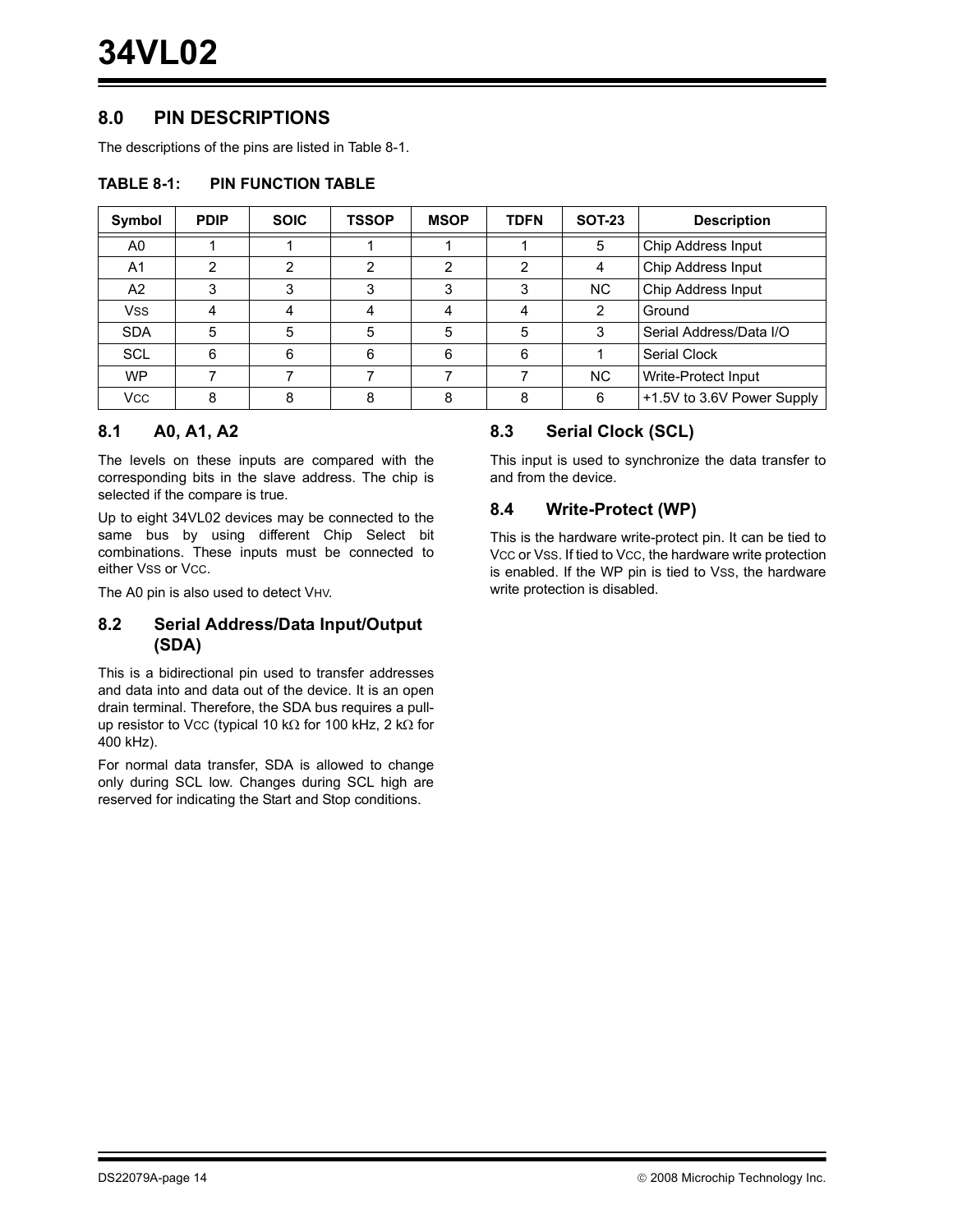## 8.0 PIN DESCRIPTIONS

The descriptions of the pins are listed in Table 8-1.

**TABLE 8-1: PIN FUNCTION TABLE**

| Symbol | PDIP | SOIC | TSSOP | MSOP | TDFN | SOT-23 | Description |
|---|---|---|---|---|---|---|---|
| A0 | 1 | 1 | 1 | 1 | 1 | 5 | Chip Address Input |
| A1 | 2 | 2 | 2 | 2 | 2 | 4 | Chip Address Input |
| A2 | 3 | 3 | 3 | 3 | 3 | NC | Chip Address Input |
| $V_{SS}$ | 4 | 4 | 4 | 4 | 4 | 2 | Ground |
| SDA | 5 | 5 | 5 | 5 | 5 | 3 | Serial Address/Data I/O |
| SCL | 6 | 6 | 6 | 6 | 6 | 1 | Serial Clock |
| WP | 7 | 7 | 7 | 7 | 7 | NC | Write-Protect Input |
| $V_{CC}$ | 8 | 8 | 8 | 8 | 8 | 6 | +1.5V to 3.6V Power Supply |

### 8.1 A0, A1, A2

The levels on these inputs are compared with the corresponding bits in the slave address. The chip is selected if the compare is true.

Up to eight 34VL02 devices may be connected to the same bus by using different Chip Select bit combinations. These inputs must be connected to either $V_{SS}$ or $V_{CC}$.

The A0 pin is also used to detect $V_{HV}$.

### 8.2 Serial Address/Data Input/Output (SDA)

This is a bidirectional pin used to transfer addresses and data into and data out of the device. It is an open drain terminal. Therefore, the SDA bus requires a pull-up resistor to $V_{CC}$ (typical 10 kΩ for 100 kHz, 2 kΩ for 400 kHz).

For normal data transfer, SDA is allowed to change only during SCL low. Changes during SCL high are reserved for indicating the Start and Stop conditions.

### 8.3 Serial Clock (SCL)

This input is used to synchronize the data transfer to and from the device.

### 8.4 Write-Protect (WP)

This is the hardware write-protect pin. It can be tied to $V_{CC}$ or $V_{SS}$. If tied to $V_{CC}$, the hardware write protection is enabled. If the WP pin is tied to $V_{SS}$, the hardware write protection is disabled.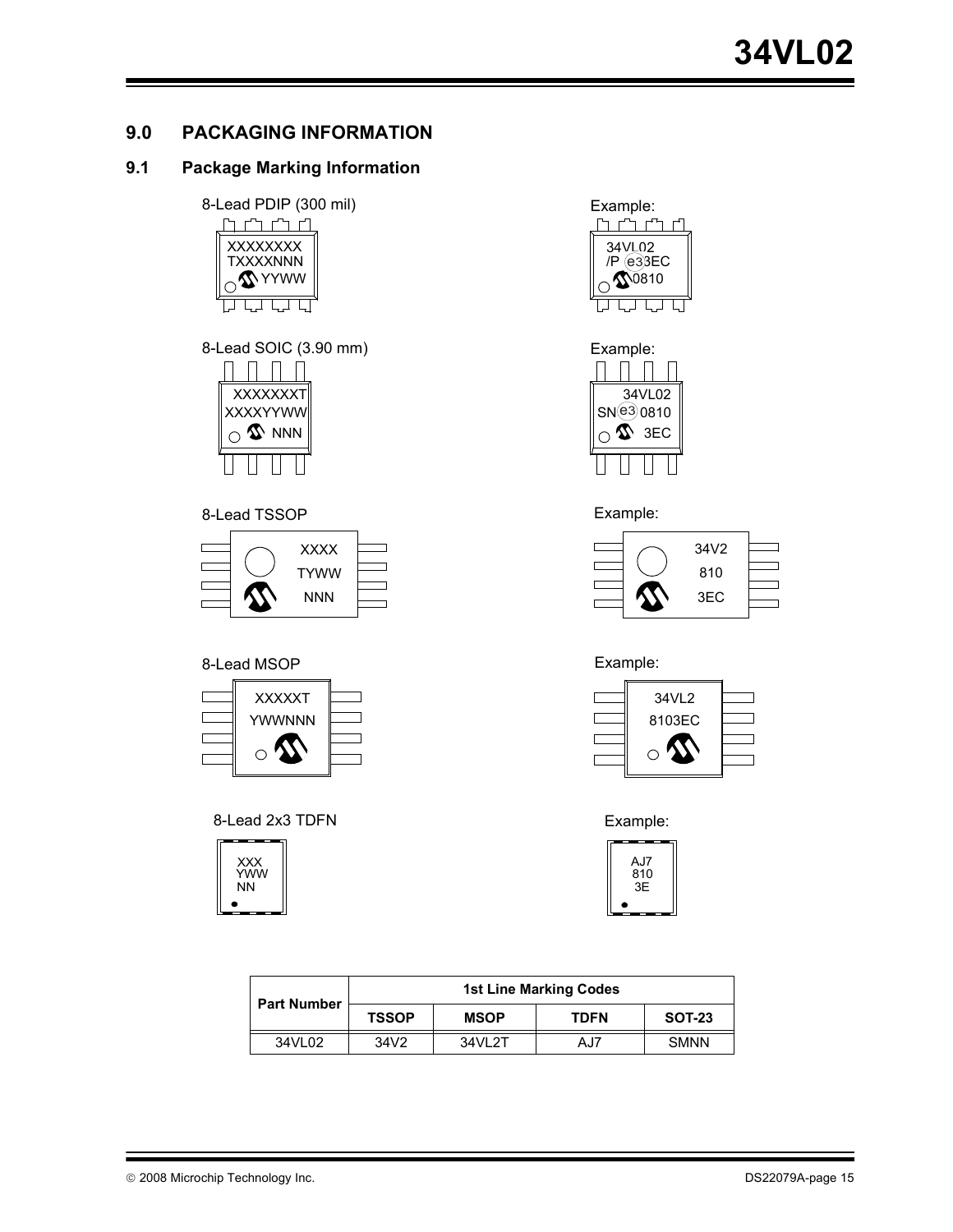## 9.0 PACKAGING INFORMATION

### 9.1 Package Marking Information

8-Lead PDIP (300 mil)

```
XXXXXXXX
TXXXXNNN
   YYWW
```

Example:

```
34VL02
/P e3 3EC
   0810
```

8-Lead SOIC (3.90 mm)

```
XXXXXXXT
XXXXYYWW
     NNN
```

Example:

```
  34VL02
SN e3 0810
     3EC
```

8-Lead TSSOP

```
XXXX
TYWW
NNN
```

Example:

```
34V2
810
3EC
```

8-Lead MSOP

```
XXXXXT
YWWNNN
```

Example:

```
34VL2
8103EC
```

8-Lead 2x3 TDFN

```
XXX
YWW
NN
```

Example:

```
AJ7
810
3E
```

| Part Number | 1st Line Marking Codes | | | |
|---|---|---|---|---|
| | TSSOP | MSOP | TDFN | SOT-23 |
| 34VL02 | 34V2 | 34VL2T | AJ7 | SMNN |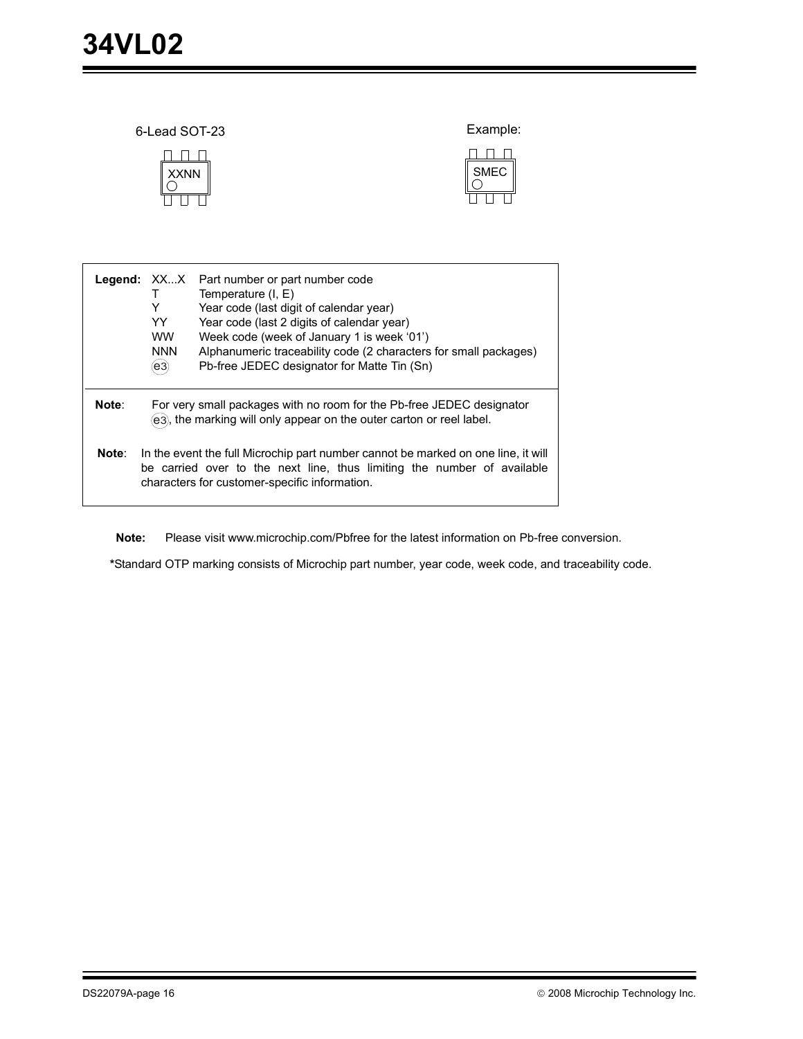6-Lead SOT-23

XXNN

Example:

SMEC

| Legend: | | |
|---|---|---|
| | XX...X | Part number or part number code |
| | T | Temperature (I, E) |
| | Y | Year code (last digit of calendar year) |
| | YY | Year code (last 2 digits of calendar year) |
| | WW | Week code (week of January 1 is week ‘01’) |
| | NNN | Alphanumeric traceability code (2 characters for small packages) |
| | (e3) | Pb-free JEDEC designator for Matte Tin (Sn) |

**Note**: For very small packages with no room for the Pb-free JEDEC designator (e3), the marking will only appear on the outer carton or reel label.

**Note**: In the event the full Microchip part number cannot be marked on one line, it will be carried over to the next line, thus limiting the number of available characters for customer-specific information.

**Note:** Please visit www.microchip.com/Pbfree for the latest information on Pb-free conversion.

***Standard OTP marking consists of Microchip part number, year code, week code, and traceability code.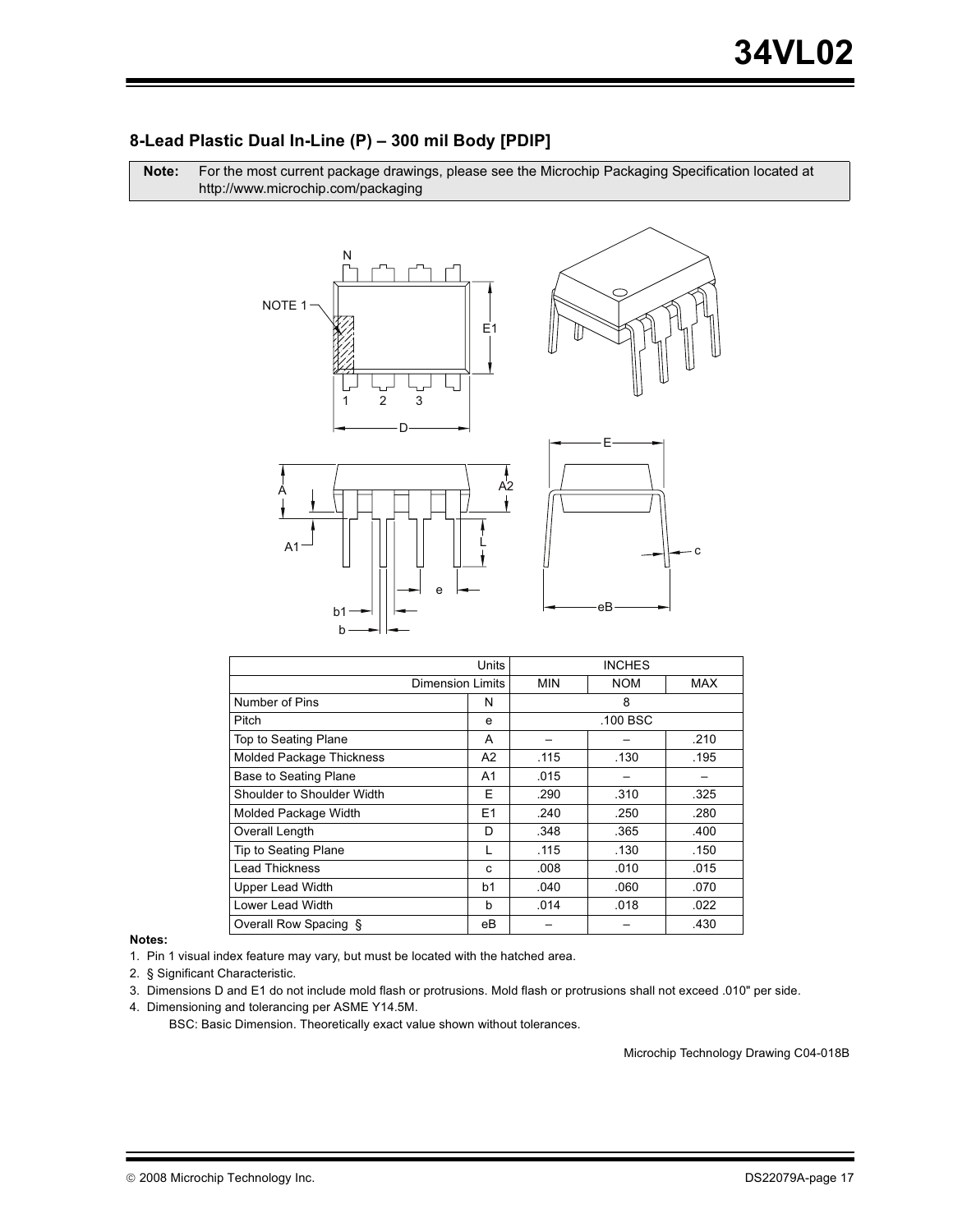## 8-Lead Plastic Dual In-Line (P) – 300 mil Body [PDIP]

| **Note:** | For the most current package drawings, please see the Microchip Packaging Specification located at http://www.microchip.com/packaging |
|---|---|

| Units | | INCHES | | |
|---|---|---|---|---|
| Dimension Limits | | MIN | NOM | MAX |
| Number of Pins | N | | 8 | |
| Pitch | e | | .100 BSC | |
| Top to Seating Plane | A | – | – | .210 |
| Molded Package Thickness | A2 | .115 | .130 | .195 |
| Base to Seating Plane | A1 | .015 | – | – |
| Shoulder to Shoulder Width | E | .290 | .310 | .325 |
| Molded Package Width | E1 | .240 | .250 | .280 |
| Overall Length | D | .348 | .365 | .400 |
| Tip to Seating Plane | L | .115 | .130 | .150 |
| Lead Thickness | c | .008 | .010 | .015 |
| Upper Lead Width | b1 | .040 | .060 | .070 |
| Lower Lead Width | b | .014 | .018 | .022 |
| Overall Row Spacing § | eB | – | – | .430 |

**Notes:**

1. Pin 1 visual index feature may vary, but must be located with the hatched area.
2. § Significant Characteristic.
3. Dimensions D and E1 do not include mold flash or protrusions. Mold flash or protrusions shall not exceed .010" per side.
4. Dimensioning and tolerancing per ASME Y14.5M.

   BSC: Basic Dimension. Theoretically exact value shown without tolerances.

Microchip Technology Drawing C04-018B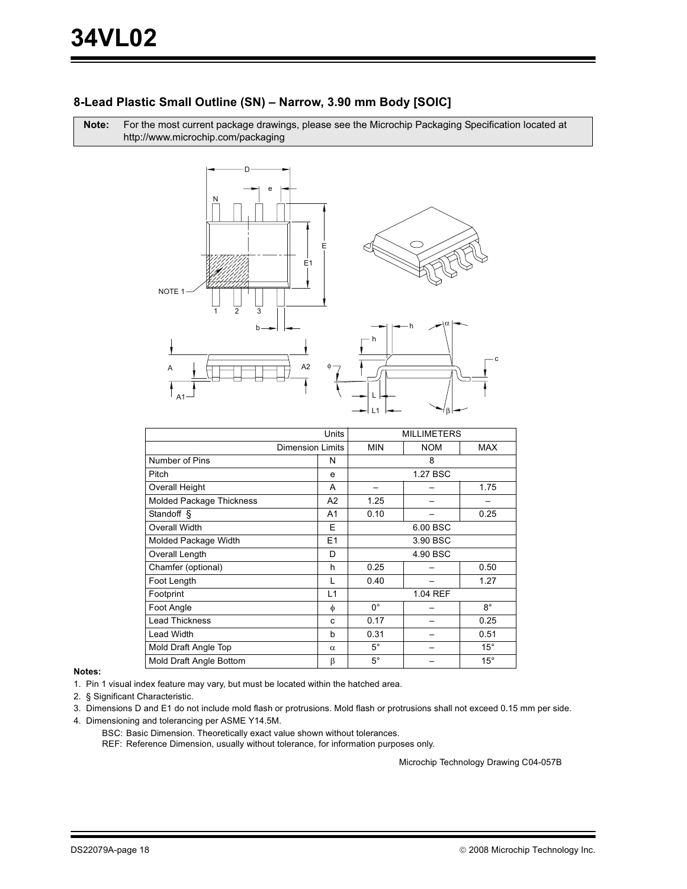## 8-Lead Plastic Small Outline (SN) – Narrow, 3.90 mm Body [SOIC]

**Note:** For the most current package drawings, please see the Microchip Packaging Specification located at http://www.microchip.com/packaging

| Units | | MILLIMETERS | | |
|---|---|---|---|---|
| Dimension Limits | | MIN | NOM | MAX |
| Number of Pins | N | | 8 | |
| Pitch | e | | 1.27 BSC | |
| Overall Height | A | – | – | 1.75 |
| Molded Package Thickness | A2 | 1.25 | – | – |
| Standoff § | A1 | 0.10 | – | 0.25 |
| Overall Width | E | | 6.00 BSC | |
| Molded Package Width | E1 | | 3.90 BSC | |
| Overall Length | D | | 4.90 BSC | |
| Chamfer (optional) | h | 0.25 | – | 0.50 |
| Foot Length | L | 0.40 | – | 1.27 |
| Footprint | L1 | | 1.04 REF | |
| Foot Angle | $\phi$ | 0° | – | 8° |
| Lead Thickness | c | 0.17 | – | 0.25 |
| Lead Width | b | 0.31 | – | 0.51 |
| Mold Draft Angle Top | $\alpha$ | 5° | – | 15° |
| Mold Draft Angle Bottom | $\beta$ | 5° | – | 15° |

**Notes:**

1. Pin 1 visual index feature may vary, but must be located within the hatched area.
2. § Significant Characteristic.
3. Dimensions D and E1 do not include mold flash or protrusions. Mold flash or protrusions shall not exceed 0.15 mm per side.
4. Dimensioning and tolerancing per ASME Y14.5M.

   BSC: Basic Dimension. Theoretically exact value shown without tolerances.

   REF: Reference Dimension, usually without tolerance, for information purposes only.

Microchip Technology Drawing C04-057B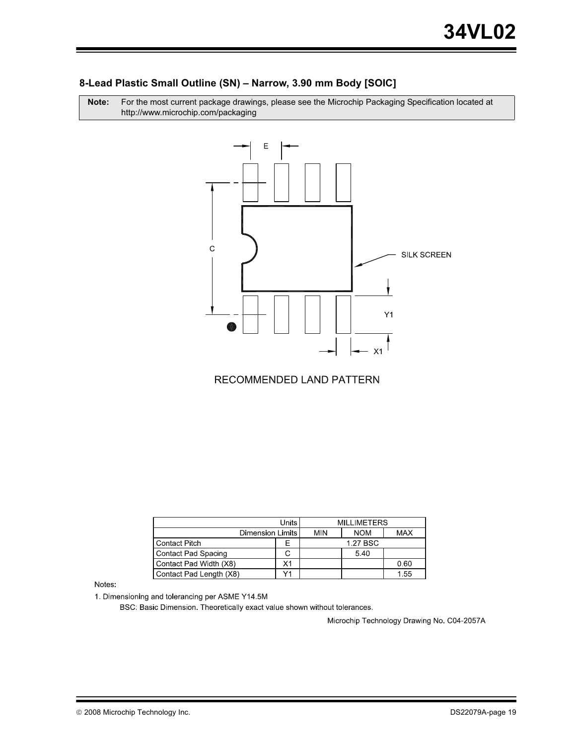## 8-Lead Plastic Small Outline (SN) – Narrow, 3.90 mm Body [SOIC]

**Note:** For the most current package drawings, please see the Microchip Packaging Specification located at http://www.microchip.com/packaging

RECOMMENDED LAND PATTERN

| Units | | MILLIMETERS | | |
|---|---|---|---|---|
| Dimension Limits | | MIN | NOM | MAX |
| Contact Pitch | E | | 1.27 BSC | |
| Contact Pad Spacing | C | | 5.40 | |
| Contact Pad Width (X8) | X1 | | | 0.60 |
| Contact Pad Length (X8) | Y1 | | | 1.55 |

Notes:

1. Dimensioning and tolerancing per ASME Y14.5M

   BSC: Basic Dimension. Theoretically exact value shown without tolerances.

Microchip Technology Drawing No. C04-2057A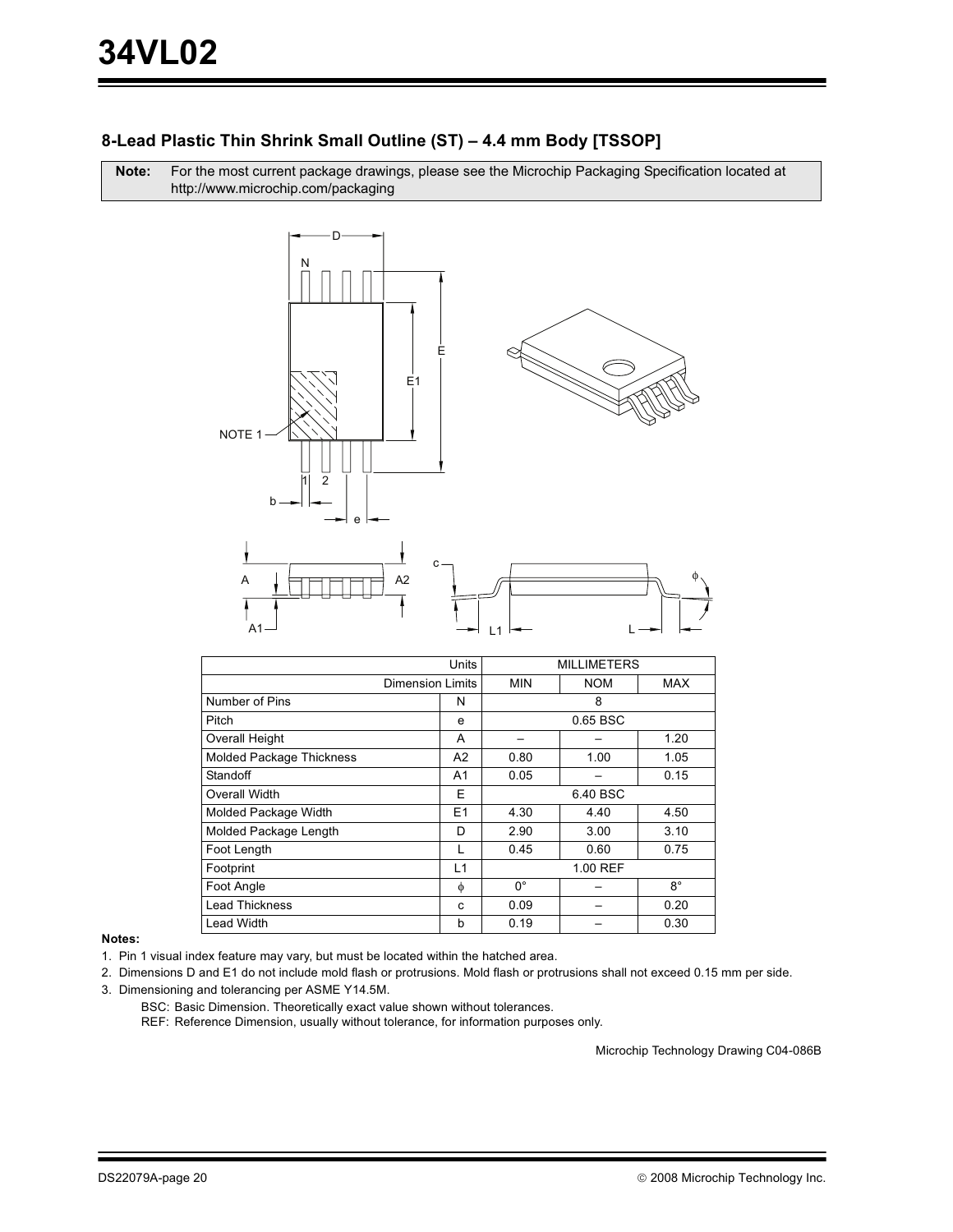## 8-Lead Plastic Thin Shrink Small Outline (ST) – 4.4 mm Body [TSSOP]

**Note:** For the most current package drawings, please see the Microchip Packaging Specification located at http://www.microchip.com/packaging

| Units | | MILLIMETERS | | |
|---|---|---|---|---|
| Dimension Limits | | MIN | NOM | MAX |
| Number of Pins | N | | 8 | |
| Pitch | e | | 0.65 BSC | |
| Overall Height | A | – | – | 1.20 |
| Molded Package Thickness | A2 | 0.80 | 1.00 | 1.05 |
| Standoff | A1 | 0.05 | – | 0.15 |
| Overall Width | E | | 6.40 BSC | |
| Molded Package Width | E1 | 4.30 | 4.40 | 4.50 |
| Molded Package Length | D | 2.90 | 3.00 | 3.10 |
| Foot Length | L | 0.45 | 0.60 | 0.75 |
| Footprint | L1 | | 1.00 REF | |
| Foot Angle | $\phi$ | 0° | – | 8° |
| Lead Thickness | c | 0.09 | – | 0.20 |
| Lead Width | b | 0.19 | – | 0.30 |

**Notes:**

1. Pin 1 visual index feature may vary, but must be located within the hatched area.
2. Dimensions D and E1 do not include mold flash or protrusions. Mold flash or protrusions shall not exceed 0.15 mm per side.
3. Dimensioning and tolerancing per ASME Y14.5M.

   BSC: Basic Dimension. Theoretically exact value shown without tolerances.

   REF: Reference Dimension, usually without tolerance, for information purposes only.

Microchip Technology Drawing C04-086B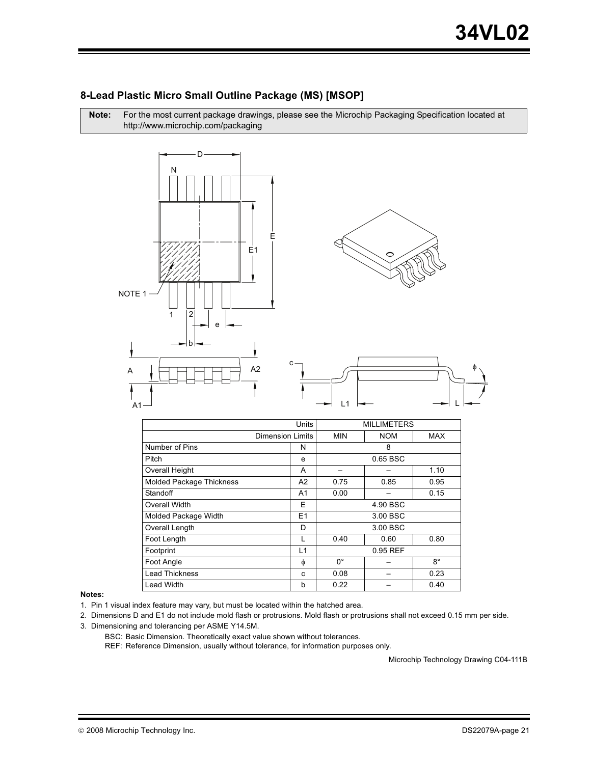## 8-Lead Plastic Micro Small Outline Package (MS) [MSOP]

**Note:** For the most current package drawings, please see the Microchip Packaging Specification located at http://www.microchip.com/packaging

| Units | | MILLIMETERS | | |
|---|---|---|---|---|
| Dimension Limits | | MIN | NOM | MAX |
| Number of Pins | N | | 8 | |
| Pitch | e | | 0.65 BSC | |
| Overall Height | A | – | – | 1.10 |
| Molded Package Thickness | A2 | 0.75 | 0.85 | 0.95 |
| Standoff | A1 | 0.00 | – | 0.15 |
| Overall Width | E | | 4.90 BSC | |
| Molded Package Width | E1 | | 3.00 BSC | |
| Overall Length | D | | 3.00 BSC | |
| Foot Length | L | 0.40 | 0.60 | 0.80 |
| Footprint | L1 | | 0.95 REF | |
| Foot Angle | φ | 0° | – | 8° |
| Lead Thickness | c | 0.08 | – | 0.23 |
| Lead Width | b | 0.22 | – | 0.40 |

**Notes:**

1. Pin 1 visual index feature may vary, but must be located within the hatched area.
2. Dimensions D and E1 do not include mold flash or protrusions. Mold flash or protrusions shall not exceed 0.15 mm per side.
3. Dimensioning and tolerancing per ASME Y14.5M.

   BSC: Basic Dimension. Theoretically exact value shown without tolerances.

   REF: Reference Dimension, usually without tolerance, for information purposes only.

Microchip Technology Drawing C04-111B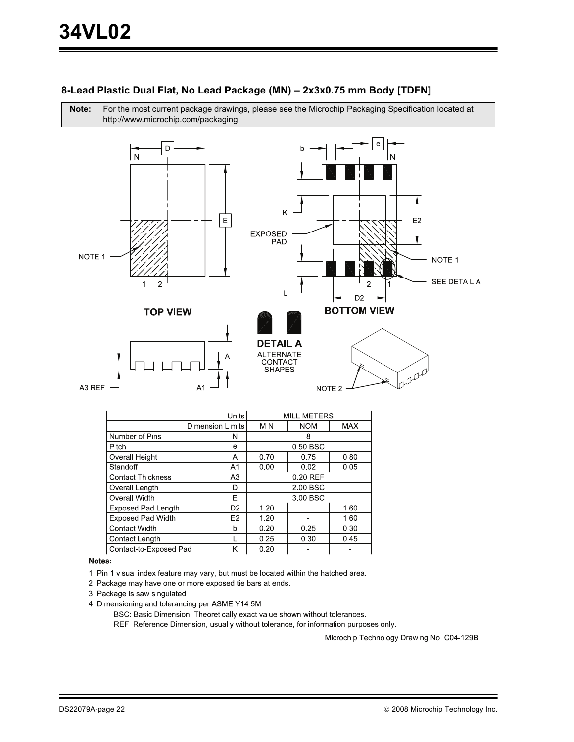## 8-Lead Plastic Dual Flat, No Lead Package (MN) – 2x3x0.75 mm Body [TDFN]

**Note:** For the most current package drawings, please see the Microchip Packaging Specification located at http://www.microchip.com/packaging

| Units | | MILLIMETERS | | |
|---|---|---|---|---|
| Dimension Limits | | MIN | NOM | MAX |
| Number of Pins | N | | 8 | |
| Pitch | e | | 0.50 BSC | |
| Overall Height | A | 0.70 | 0.75 | 0.80 |
| Standoff | A1 | 0.00 | 0.02 | 0.05 |
| Contact Thickness | A3 | | 0.20 REF | |
| Overall Length | D | | 2.00 BSC | |
| Overall Width | E | | 3.00 BSC | |
| Exposed Pad Length | D2 | 1.20 | - | 1.60 |
| Exposed Pad Width | E2 | 1.20 | - | 1.60 |
| Contact Width | b | 0.20 | 0.25 | 0.30 |
| Contact Length | L | 0.25 | 0.30 | 0.45 |
| Contact-to-Exposed Pad | K | 0.20 | - | - |

**Notes:**

1. Pin 1 visual index feature may vary, but must be located within the hatched area.
2. Package may have one or more exposed tie bars at ends.
3. Package is saw singulated
4. Dimensioning and tolerancing per ASME Y14.5M

   BSC: Basic Dimension. Theoretically exact value shown without tolerances.

   REF: Reference Dimension, usually without tolerance, for information purposes only.

Microchip Technology Drawing No. C04-129B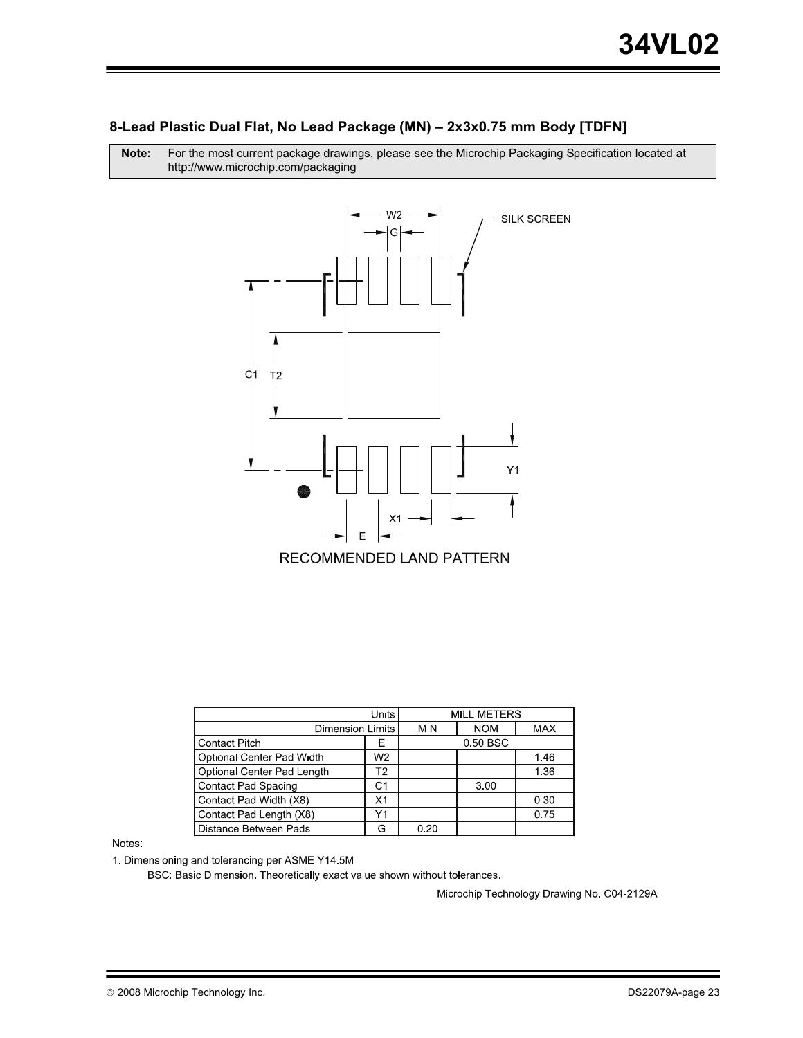### 8-Lead Plastic Dual Flat, No Lead Package (MN) – 2x3x0.75 mm Body [TDFN]

**Note:** For the most current package drawings, please see the Microchip Packaging Specification located at http://www.microchip.com/packaging

RECOMMENDED LAND PATTERN

| Units | | MILLIMETERS | | |
|---|---|---|---|---|
| Dimension Limits | | MIN | NOM | MAX |
| Contact Pitch | E | 0.50 BSC | | |
| Optional Center Pad Width | W2 | | | 1.46 |
| Optional Center Pad Length | T2 | | | 1.36 |
| Contact Pad Spacing | C1 | | 3.00 | |
| Contact Pad Width (X8) | X1 | | | 0.30 |
| Contact Pad Length (X8) | Y1 | | | 0.75 |
| Distance Between Pads | G | 0.20 | | |

Notes:

1. Dimensioning and tolerancing per ASME Y14.5M

   BSC: Basic Dimension. Theoretically exact value shown without tolerances.

Microchip Technology Drawing No. C04-2129A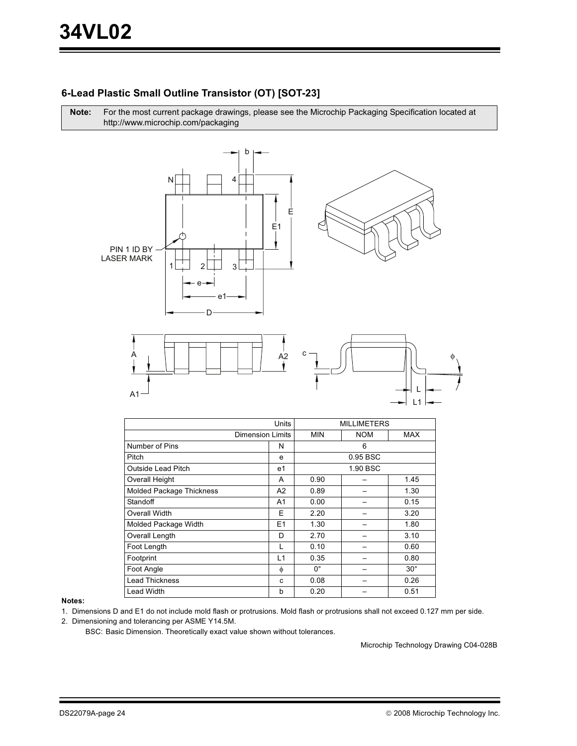## 6-Lead Plastic Small Outline Transistor (OT) [SOT-23]

**Note:** For the most current package drawings, please see the Microchip Packaging Specification located at http://www.microchip.com/packaging

| | Units | MILLIMETERS | | |
|---|---|---|---|---|
| | Dimension Limits | MIN | NOM | MAX |
| Number of Pins | N | | 6 | |
| Pitch | e | | 0.95 BSC | |
| Outside Lead Pitch | e1 | | 1.90 BSC | |
| Overall Height | A | 0.90 | – | 1.45 |
| Molded Package Thickness | A2 | 0.89 | – | 1.30 |
| Standoff | A1 | 0.00 | – | 0.15 |
| Overall Width | E | 2.20 | – | 3.20 |
| Molded Package Width | E1 | 1.30 | – | 1.80 |
| Overall Length | D | 2.70 | – | 3.10 |
| Foot Length | L | 0.10 | – | 0.60 |
| Footprint | L1 | 0.35 | – | 0.80 |
| Foot Angle | ϕ | 0° | – | 30° |
| Lead Thickness | c | 0.08 | – | 0.26 |
| Lead Width | b | 0.20 | – | 0.51 |

**Notes:**

1. Dimensions D and E1 do not include mold flash or protrusions. Mold flash or protrusions shall not exceed 0.127 mm per side.
2. Dimensioning and tolerancing per ASME Y14.5M.

   BSC: Basic Dimension. Theoretically exact value shown without tolerances.

Microchip Technology Drawing C04-028B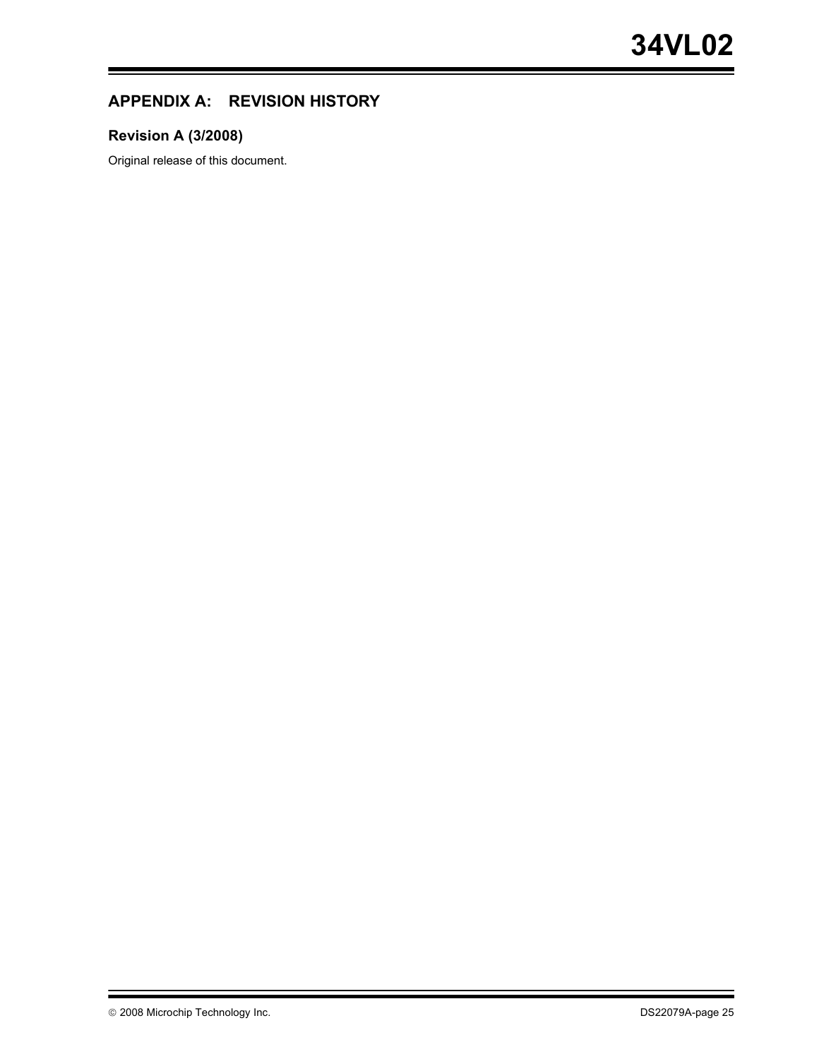## APPENDIX A: REVISION HISTORY

### Revision A (3/2008)

Original release of this document.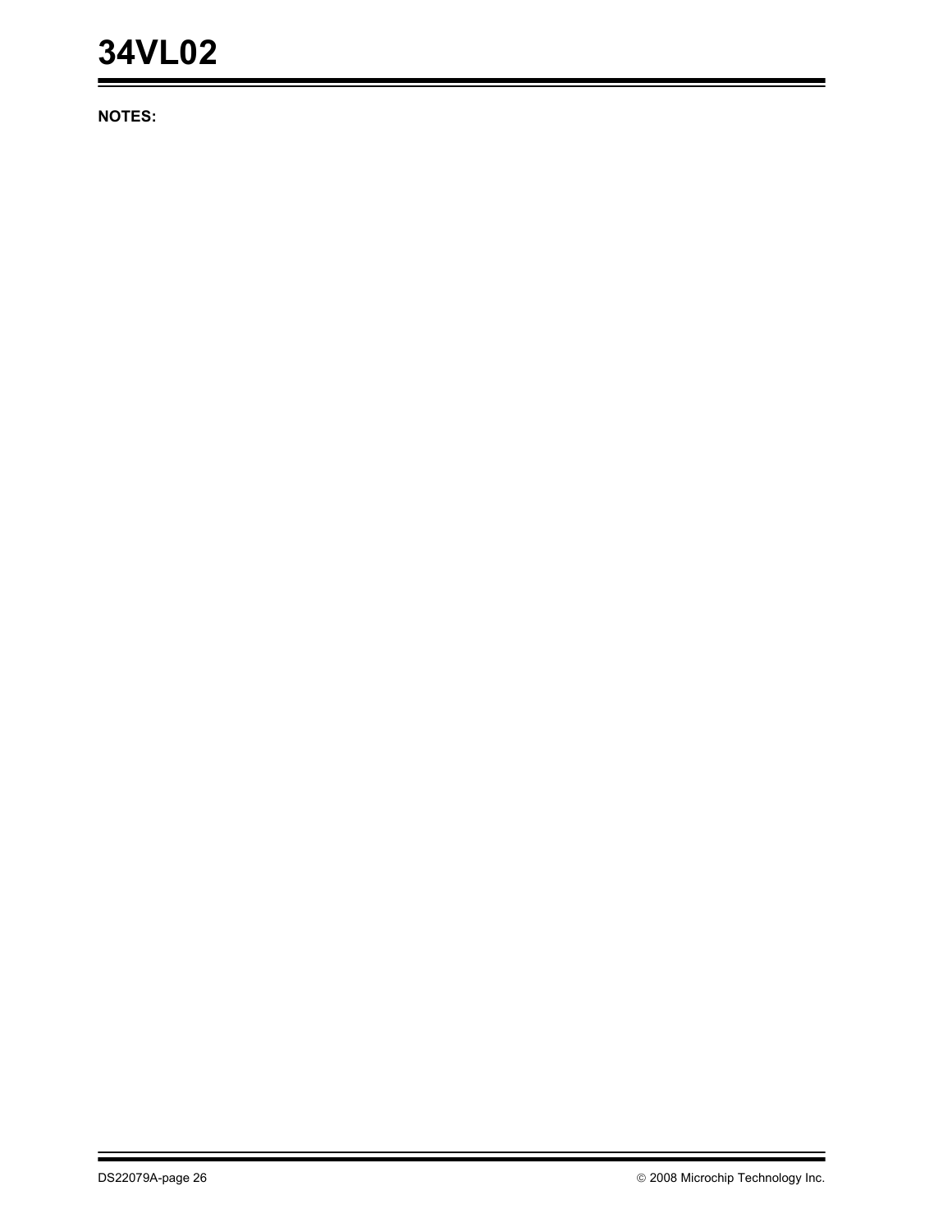**NOTES:**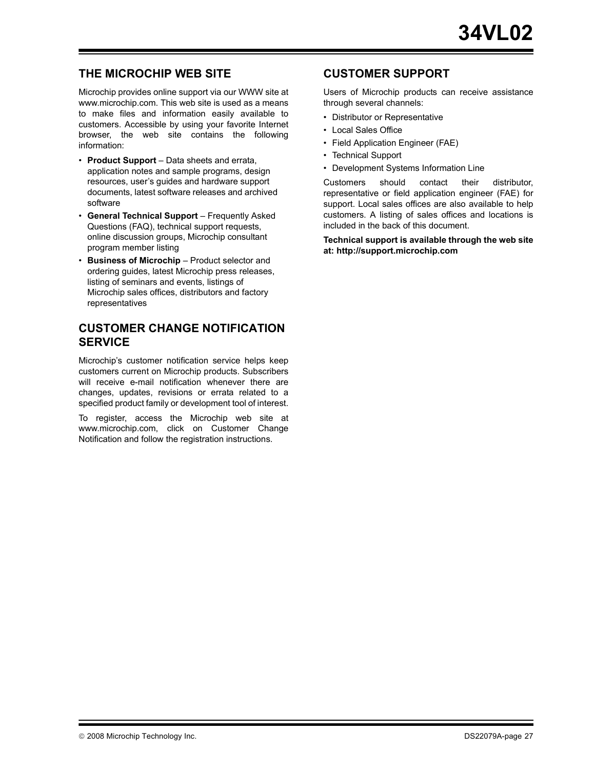## THE MICROCHIP WEB SITE

Microchip provides online support via our WWW site at www.microchip.com. This web site is used as a means to make files and information easily available to customers. Accessible by using your favorite Internet browser, the web site contains the following information:

- **Product Support** – Data sheets and errata, application notes and sample programs, design resources, user's guides and hardware support documents, latest software releases and archived software
- **General Technical Support** – Frequently Asked Questions (FAQ), technical support requests, online discussion groups, Microchip consultant program member listing
- **Business of Microchip** – Product selector and ordering guides, latest Microchip press releases, listing of seminars and events, listings of Microchip sales offices, distributors and factory representatives

## CUSTOMER CHANGE NOTIFICATION SERVICE

Microchip's customer notification service helps keep customers current on Microchip products. Subscribers will receive e-mail notification whenever there are changes, updates, revisions or errata related to a specified product family or development tool of interest.

To register, access the Microchip web site at www.microchip.com, click on Customer Change Notification and follow the registration instructions.

## CUSTOMER SUPPORT

Users of Microchip products can receive assistance through several channels:

- Distributor or Representative
- Local Sales Office
- Field Application Engineer (FAE)
- Technical Support
- Development Systems Information Line

Customers should contact their distributor, representative or field application engineer (FAE) for support. Local sales offices are also available to help customers. A listing of sales offices and locations is included in the back of this document.

**Technical support is available through the web site at: http://support.microchip.com**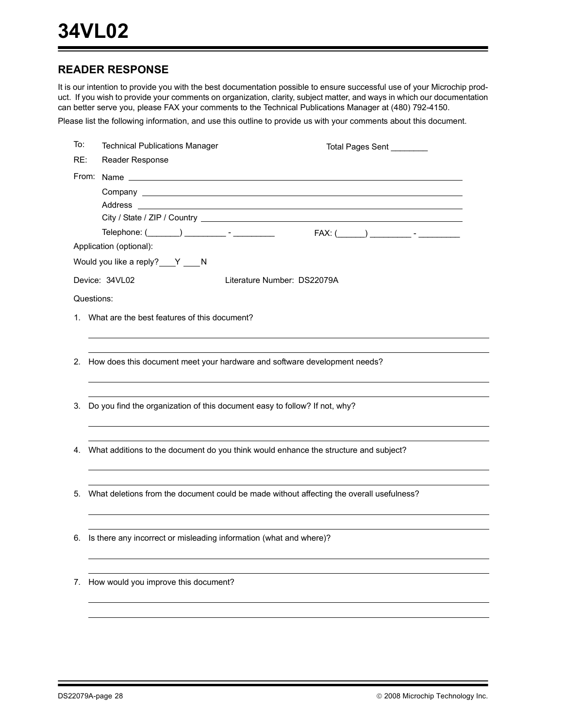## READER RESPONSE

It is our intention to provide you with the best documentation possible to ensure successful use of your Microchip product. If you wish to provide your comments on organization, clarity, subject matter, and ways in which our documentation can better serve you, please FAX your comments to the Technical Publications Manager at (480) 792-4150.

Please list the following information, and use this outline to provide us with your comments about this document.

To: Technical Publications Manager    Total Pages Sent ________

RE: Reader Response

From: Name ________________________________________

Company ________________________________________

Address ________________________________________

City / State / ZIP / Country ________________________________________

Telephone: (_______) _________ - _________    FAX: (______) _________ - _________

Application (optional):

Would you like a reply? ___Y ___N

Device: 34VL02    Literature Number: DS22079A

Questions:

1. What are the best features of this document?

2. How does this document meet your hardware and software development needs?

3. Do you find the organization of this document easy to follow? If not, why?

4. What additions to the document do you think would enhance the structure and subject?

5. What deletions from the document could be made without affecting the overall usefulness?

6. Is there any incorrect or misleading information (what and where)?

7. How would you improve this document?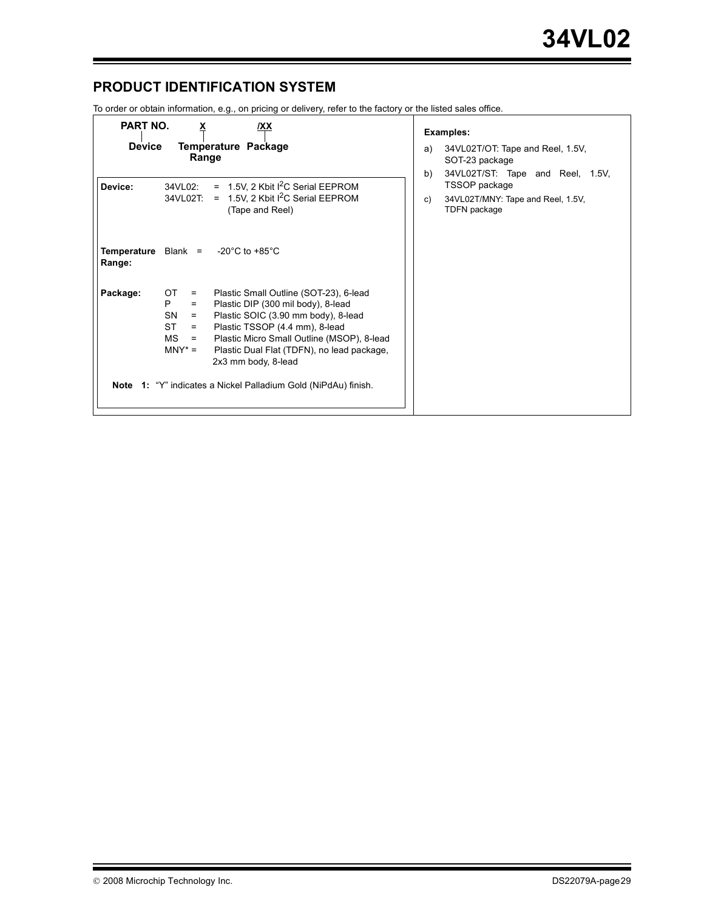## PRODUCT IDENTIFICATION SYSTEM

To order or obtain information, e.g., on pricing or delivery, refer to the factory or the listed sales office.

| PART NO. | X | /XX |
|---|---|---|
| Device | Temperature Range | Package |

**Device:**
- 34VL02: = 1.5V, 2 Kbit $I^2C$ Serial EEPROM
- 34VL02T: = 1.5V, 2 Kbit $I^2C$ Serial EEPROM (Tape and Reel)

**Temperature Range:** Blank = -20°C to +85°C

**Package:**
- OT = Plastic Small Outline (SOT-23), 6-lead
- P = Plastic DIP (300 mil body), 8-lead
- SN = Plastic SOIC (3.90 mm body), 8-lead
- ST = Plastic TSSOP (4.4 mm), 8-lead
- MS = Plastic Micro Small Outline (MSOP), 8-lead
- MNY* = Plastic Dual Flat (TDFN), no lead package, 2x3 mm body, 8-lead

**Note 1:** “Y” indicates a Nickel Palladium Gold (NiPdAu) finish.

**Examples:**

a) 34VL02T/OT: Tape and Reel, 1.5V, SOT-23 package

b) 34VL02T/ST: Tape and Reel, 1.5V, TSSOP package

c) 34VL02T/MNY: Tape and Reel, 1.5V, TDFN package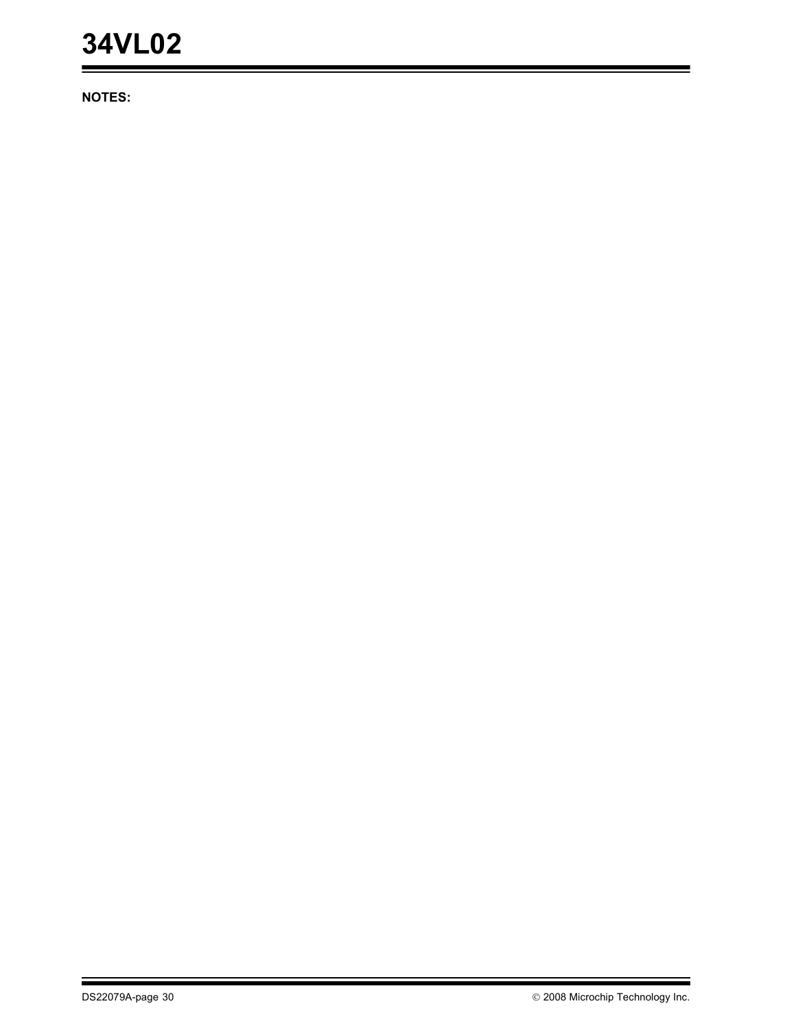**NOTES:**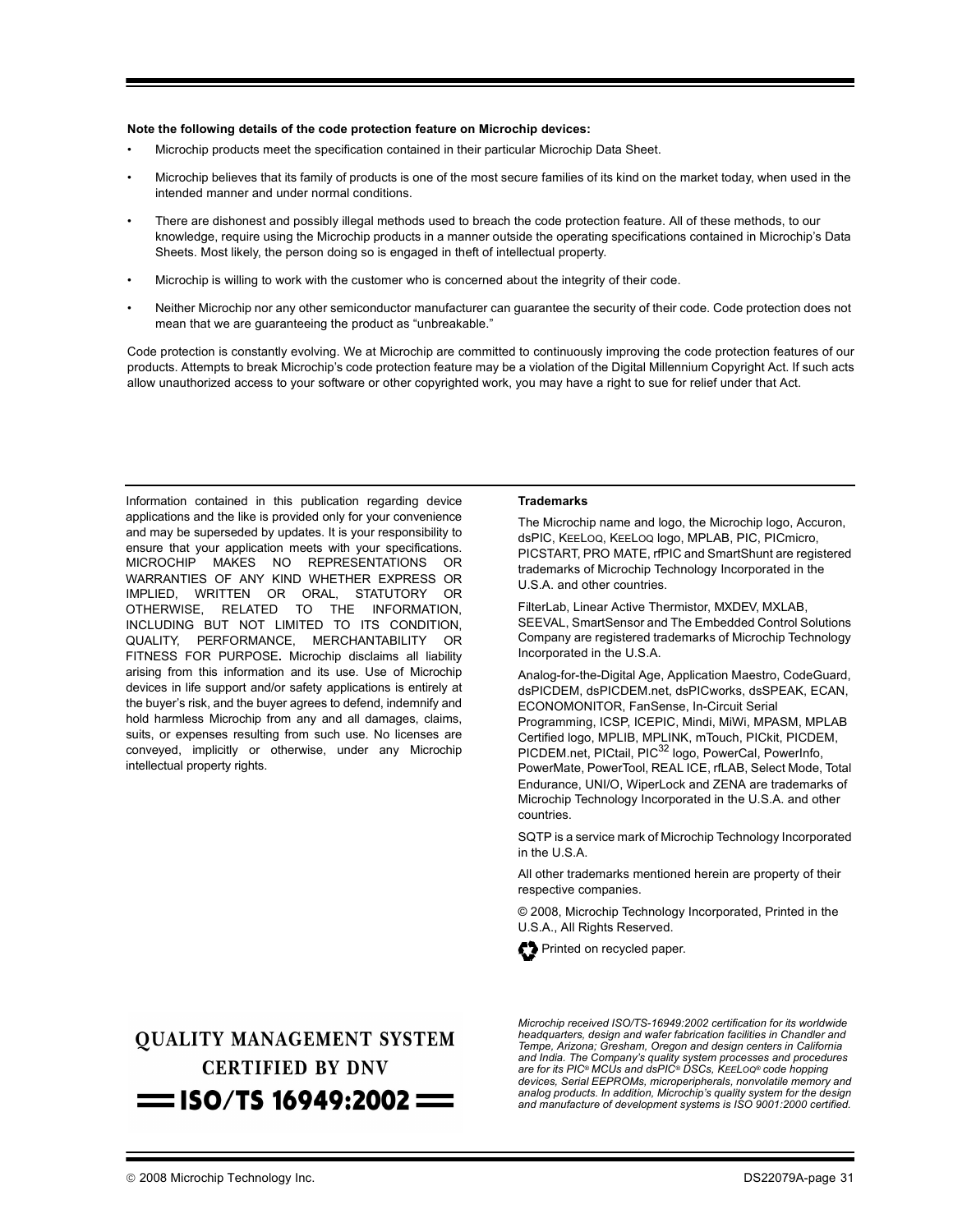**Note the following details of the code protection feature on Microchip devices:**

- Microchip products meet the specification contained in their particular Microchip Data Sheet.
- Microchip believes that its family of products is one of the most secure families of its kind on the market today, when used in the intended manner and under normal conditions.
- There are dishonest and possibly illegal methods used to breach the code protection feature. All of these methods, to our knowledge, require using the Microchip products in a manner outside the operating specifications contained in Microchip's Data Sheets. Most likely, the person doing so is engaged in theft of intellectual property.
- Microchip is willing to work with the customer who is concerned about the integrity of their code.
- Neither Microchip nor any other semiconductor manufacturer can guarantee the security of their code. Code protection does not mean that we are guaranteeing the product as "unbreakable."

Code protection is constantly evolving. We at Microchip are committed to continuously improving the code protection features of our products. Attempts to break Microchip's code protection feature may be a violation of the Digital Millennium Copyright Act. If such acts allow unauthorized access to your software or other copyrighted work, you may have a right to sue for relief under that Act.

Information contained in this publication regarding device applications and the like is provided only for your convenience and may be superseded by updates. It is your responsibility to ensure that your application meets with your specifications. MICROCHIP MAKES NO REPRESENTATIONS OR WARRANTIES OF ANY KIND WHETHER EXPRESS OR IMPLIED, WRITTEN OR ORAL, STATUTORY OR OTHERWISE, RELATED TO THE INFORMATION, INCLUDING BUT NOT LIMITED TO ITS CONDITION, QUALITY, PERFORMANCE, MERCHANTABILITY OR FITNESS FOR PURPOSE**.** Microchip disclaims all liability arising from this information and its use. Use of Microchip devices in life support and/or safety applications is entirely at the buyer's risk, and the buyer agrees to defend, indemnify and hold harmless Microchip from any and all damages, claims, suits, or expenses resulting from such use. No licenses are conveyed, implicitly or otherwise, under any Microchip intellectual property rights.

**Trademarks**

The Microchip name and logo, the Microchip logo, Accuron, dsPIC, KEELOQ, KEELOQ logo, MPLAB, PIC, PICmicro, PICSTART, PRO MATE, rfPIC and SmartShunt are registered trademarks of Microchip Technology Incorporated in the U.S.A. and other countries.

FilterLab, Linear Active Thermistor, MXDEV, MXLAB, SEEVAL, SmartSensor and The Embedded Control Solutions Company are registered trademarks of Microchip Technology Incorporated in the U.S.A.

Analog-for-the-Digital Age, Application Maestro, CodeGuard, dsPICDEM, dsPICDEM.net, dsPICworks, dsSPEAK, ECAN, ECONOMONITOR, FanSense, In-Circuit Serial Programming, ICSP, ICEPIC, Mindi, MiWi, MPASM, MPLAB Certified logo, MPLIB, MPLINK, mTouch, PICkit, PICDEM, PICDEM.net, PICtail, PIC$^{32}$ logo, PowerCal, PowerInfo, PowerMate, PowerTool, REAL ICE, rfLAB, Select Mode, Total Endurance, UNI/O, WiperLock and ZENA are trademarks of Microchip Technology Incorporated in the U.S.A. and other countries.

SQTP is a service mark of Microchip Technology Incorporated in the U.S.A.

All other trademarks mentioned herein are property of their respective companies.

© 2008, Microchip Technology Incorporated, Printed in the U.S.A., All Rights Reserved.

Printed on recycled paper.

**QUALITY MANAGEMENT SYSTEM**
**CERTIFIED BY DNV**
**ISO/TS 16949:2002**

*Microchip received ISO/TS-16949:2002 certification for its worldwide headquarters, design and wafer fabrication facilities in Chandler and Tempe, Arizona; Gresham, Oregon and design centers in California and India. The Company's quality system processes and procedures are for its PIC® MCUs and dsPIC® DSCs, KEELOQ® code hopping devices, Serial EEPROMs, microperipherals, nonvolatile memory and analog products. In addition, Microchip's quality system for the design and manufacture of development systems is ISO 9001:2000 certified.*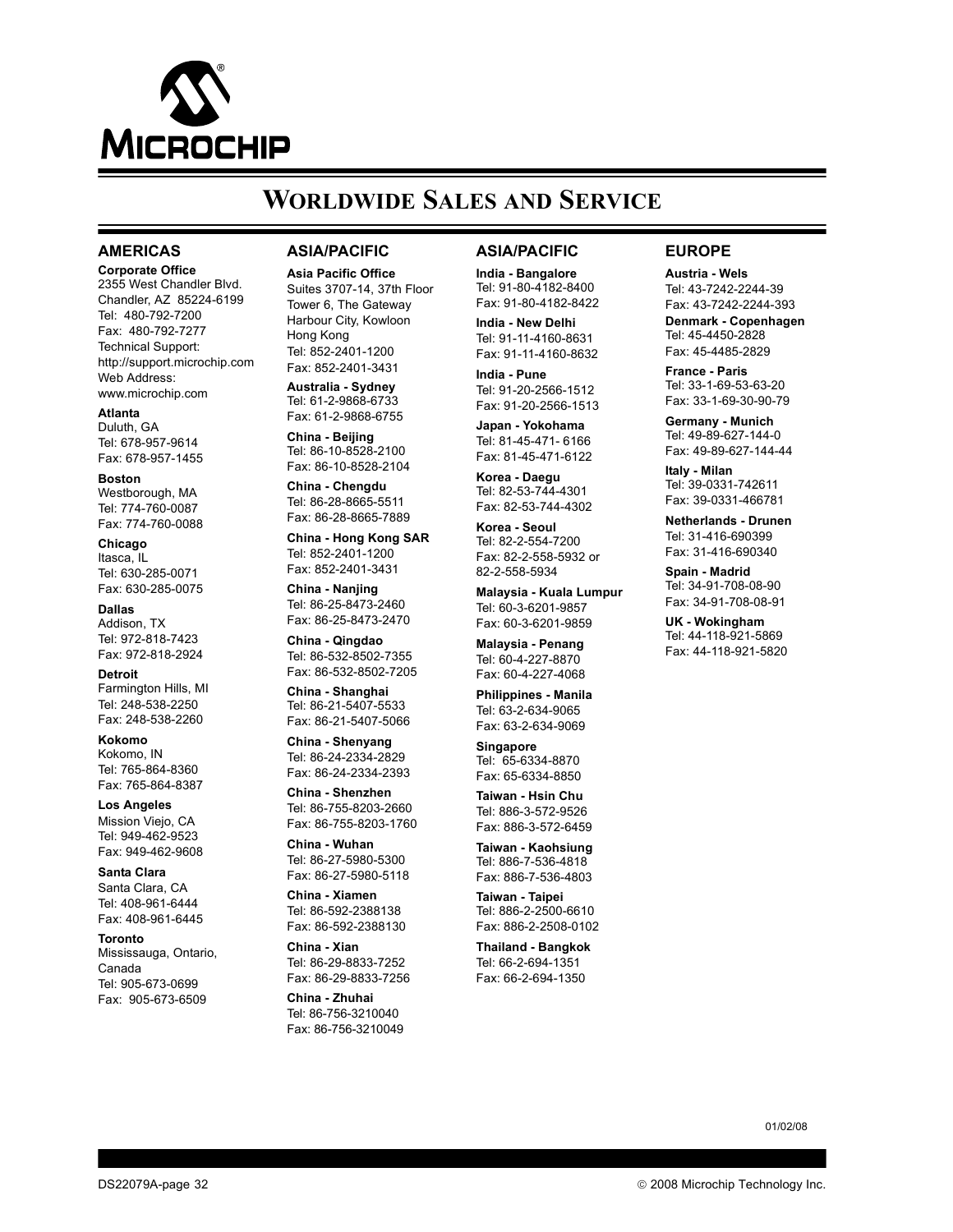# WORLDWIDE SALES AND SERVICE

## AMERICAS

**Corporate Office**
2355 West Chandler Blvd.
Chandler, AZ 85224-6199
Tel: 480-792-7200
Fax: 480-792-7277
Technical Support:
http://support.microchip.com
Web Address:
www.microchip.com

**Atlanta**
Duluth, GA
Tel: 678-957-9614
Fax: 678-957-1455

**Boston**
Westborough, MA
Tel: 774-760-0087
Fax: 774-760-0088

**Chicago**
Itasca, IL
Tel: 630-285-0071
Fax: 630-285-0075

**Dallas**
Addison, TX
Tel: 972-818-7423
Fax: 972-818-2924

**Detroit**
Farmington Hills, MI
Tel: 248-538-2250
Fax: 248-538-2260

**Kokomo**
Kokomo, IN
Tel: 765-864-8360
Fax: 765-864-8387

**Los Angeles**
Mission Viejo, CA
Tel: 949-462-9523
Fax: 949-462-9608

**Santa Clara**
Santa Clara, CA
Tel: 408-961-6444
Fax: 408-961-6445

**Toronto**
Mississauga, Ontario,
Canada
Tel: 905-673-0699
Fax: 905-673-6509

## ASIA/PACIFIC

**Asia Pacific Office**
Suites 3707-14, 37th Floor
Tower 6, The Gateway
Harbour City, Kowloon
Hong Kong
Tel: 852-2401-1200
Fax: 852-2401-3431

**Australia - Sydney**
Tel: 61-2-9868-6733
Fax: 61-2-9868-6755

**China - Beijing**
Tel: 86-10-8528-2100
Fax: 86-10-8528-2104

**China - Chengdu**
Tel: 86-28-8665-5511
Fax: 86-28-8665-7889

**China - Hong Kong SAR**
Tel: 852-2401-1200
Fax: 852-2401-3431

**China - Nanjing**
Tel: 86-25-8473-2460
Fax: 86-25-8473-2470

**China - Qingdao**
Tel: 86-532-8502-7355
Fax: 86-532-8502-7205

**China - Shanghai**
Tel: 86-21-5407-5533
Fax: 86-21-5407-5066

**China - Shenyang**
Tel: 86-24-2334-2829
Fax: 86-24-2334-2393

**China - Shenzhen**
Tel: 86-755-8203-2660
Fax: 86-755-8203-1760

**China - Wuhan**
Tel: 86-27-5980-5300
Fax: 86-27-5980-5118

**China - Xiamen**
Tel: 86-592-2388138
Fax: 86-592-2388130

**China - Xian**
Tel: 86-29-8833-7252
Fax: 86-29-8833-7256

**China - Zhuhai**
Tel: 86-756-3210040
Fax: 86-756-3210049

## ASIA/PACIFIC

**India - Bangalore**
Tel: 91-80-4182-8400
Fax: 91-80-4182-8422

**India - New Delhi**
Tel: 91-11-4160-8631
Fax: 91-11-4160-8632

**India - Pune**
Tel: 91-20-2566-1512
Fax: 91-20-2566-1513

**Japan - Yokohama**
Tel: 81-45-471- 6166
Fax: 81-45-471-6122

**Korea - Daegu**
Tel: 82-53-744-4301
Fax: 82-53-744-4302

**Korea - Seoul**
Tel: 82-2-554-7200
Fax: 82-2-558-5932 or
82-2-558-5934

**Malaysia - Kuala Lumpur**
Tel: 60-3-6201-9857
Fax: 60-3-6201-9859

**Malaysia - Penang**
Tel: 60-4-227-8870
Fax: 60-4-227-4068

**Philippines - Manila**
Tel: 63-2-634-9065
Fax: 63-2-634-9069

**Singapore**
Tel: 65-6334-8870
Fax: 65-6334-8850

**Taiwan - Hsin Chu**
Tel: 886-3-572-9526
Fax: 886-3-572-6459

**Taiwan - Kaohsiung**
Tel: 886-7-536-4818
Fax: 886-7-536-4803

**Taiwan - Taipei**
Tel: 886-2-2500-6610
Fax: 886-2-2508-0102

**Thailand - Bangkok**
Tel: 66-2-694-1351
Fax: 66-2-694-1350

## EUROPE

**Austria - Wels**
Tel: 43-7242-2244-39
Fax: 43-7242-2244-393

**Denmark - Copenhagen**
Tel: 45-4450-2828
Fax: 45-4485-2829

**France - Paris**
Tel: 33-1-69-53-63-20
Fax: 33-1-69-30-90-79

**Germany - Munich**
Tel: 49-89-627-144-0
Fax: 49-89-627-144-44

**Italy - Milan**
Tel: 39-0331-742611
Fax: 39-0331-466781

**Netherlands - Drunen**
Tel: 31-416-690399
Fax: 31-416-690340

**Spain - Madrid**
Tel: 34-91-708-08-90
Fax: 34-91-708-08-91

**UK - Wokingham**
Tel: 44-118-921-5869
Fax: 44-118-921-5820

01/02/08